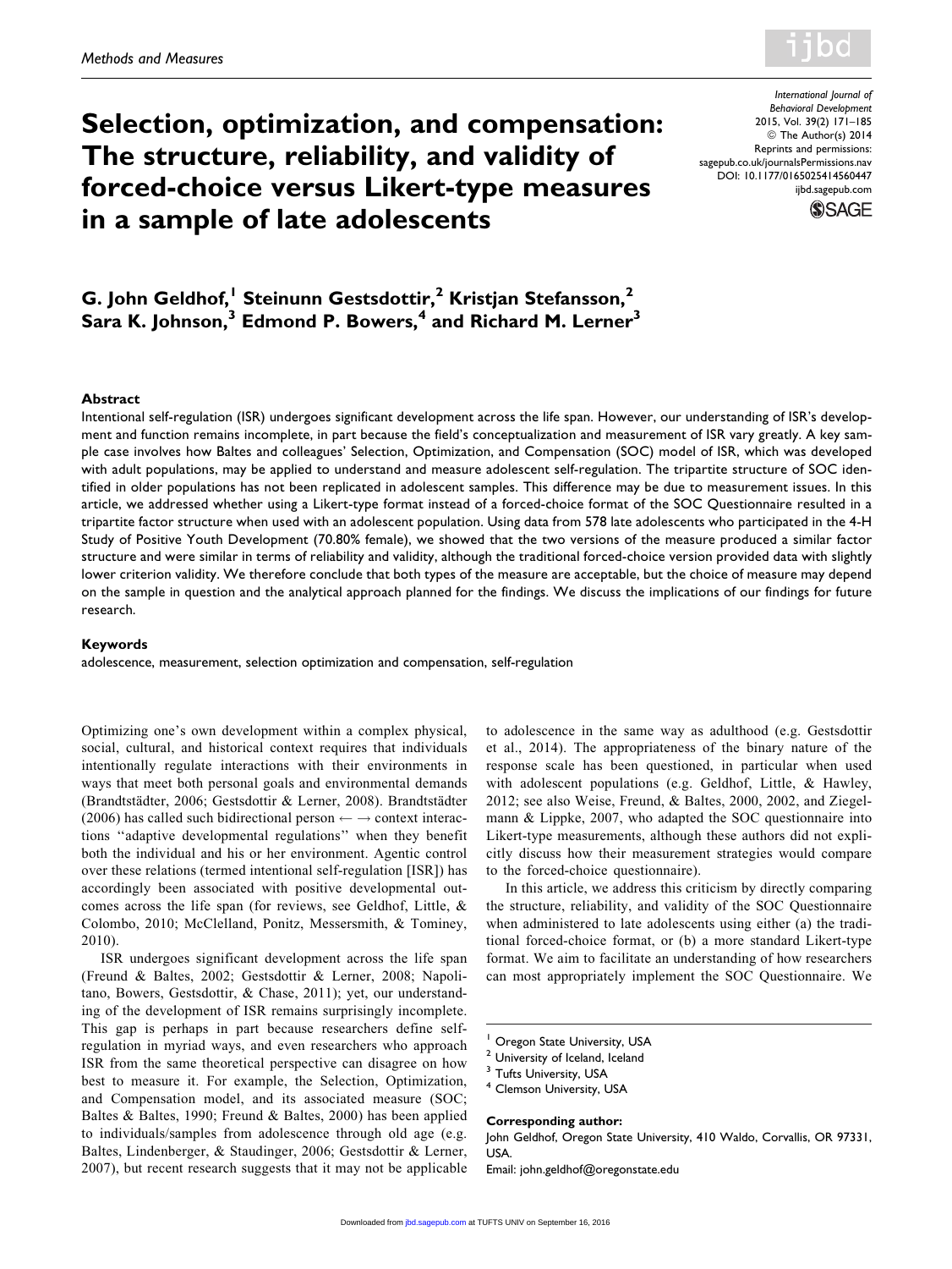Methods and Measures

# Selection, optimization, and compensation: The structure, reliability, and validity of forced-choice versus Likert-type measures in a sample of late adolescents

International Journal of Behavioral Development
2015, Vol. 39(2) 171–185
© The Author(s) 2014
Reprints and permissions: sagepub.co.uk/journalsPermissions.nav
DOI: 10.1177/0165025414560447
ijbd.sagepub.com

**G. John Geldhof,[1] Steinunn Gestsdottir,[2] Kristjan Stefansson,[2] Sara K. Johnson,[3] Edmond P. Bowers,[4] and Richard M. Lerner[3]**

### Abstract

Intentional self-regulation (ISR) undergoes significant development across the life span. However, our understanding of ISR's development and function remains incomplete, in part because the field's conceptualization and measurement of ISR vary greatly. A key sample case involves how Baltes and colleagues' Selection, Optimization, and Compensation (SOC) model of ISR, which was developed with adult populations, may be applied to understand and measure adolescent self-regulation. The tripartite structure of SOC identified in older populations has not been replicated in adolescent samples. This difference may be due to measurement issues. In this article, we addressed whether using a Likert-type format instead of a forced-choice format of the SOC Questionnaire resulted in a tripartite factor structure when used with an adolescent population. Using data from 578 late adolescents who participated in the 4-H Study of Positive Youth Development (70.80% female), we showed that the two versions of the measure produced a similar factor structure and were similar in terms of reliability and validity, although the traditional forced-choice version provided data with slightly lower criterion validity. We therefore conclude that both types of the measure are acceptable, but the choice of measure may depend on the sample in question and the analytical approach planned for the findings. We discuss the implications of our findings for future research.

### Keywords

adolescence, measurement, selection optimization and compensation, self-regulation

Optimizing one's own development within a complex physical, social, cultural, and historical context requires that individuals intentionally regulate interactions with their environments in ways that meet both personal goals and environmental demands (Brandtstädter, 2006; Gestsdottir & Lerner, 2008). Brandtstädter (2006) has called such bidirectional person ← → context interactions ''adaptive developmental regulations'' when they benefit both the individual and his or her environment. Agentic control over these relations (termed intentional self-regulation [ISR]) has accordingly been associated with positive developmental outcomes across the life span (for reviews, see Geldhof, Little, & Colombo, 2010; McClelland, Ponitz, Messersmith, & Tominey, 2010).

ISR undergoes significant development across the life span (Freund & Baltes, 2002; Gestsdottir & Lerner, 2008; Napolitano, Bowers, Gestsdottir, & Chase, 2011); yet, our understanding of the development of ISR remains surprisingly incomplete. This gap is perhaps in part because researchers define self-regulation in myriad ways, and even researchers who approach ISR from the same theoretical perspective can disagree on how best to measure it. For example, the Selection, Optimization, and Compensation model, and its associated measure (SOC; Baltes & Baltes, 1990; Freund & Baltes, 2000) has been applied to individuals/samples from adolescence through old age (e.g. Baltes, Lindenberger, & Staudinger, 2006; Gestsdottir & Lerner, 2007), but recent research suggests that it may not be applicable to adolescence in the same way as adulthood (e.g. Gestsdottir et al., 2014). The appropriateness of the binary nature of the response scale has been questioned, in particular when used with adolescent populations (e.g. Geldhof, Little, & Hawley, 2012; see also Weise, Freund, & Baltes, 2000, 2002, and Ziegelmann & Lippke, 2007, who adapted the SOC questionnaire into Likert-type measurements, although these authors did not explicitly discuss how their measurement strategies would compare to the forced-choice questionnaire).

In this article, we address this criticism by directly comparing the structure, reliability, and validity of the SOC Questionnaire when administered to late adolescents using either (a) the traditional forced-choice format, or (b) a more standard Likert-type format. We aim to facilitate an understanding of how researchers can most appropriately implement the SOC Questionnaire. We

[1] Oregon State University, USA
[2] University of Iceland, Iceland
[3] Tufts University, USA
[4] Clemson University, USA

**Corresponding author:**
John Geldhof, Oregon State University, 410 Waldo, Corvallis, OR 97331, USA.
Email: john.geldhof@oregonstate.edu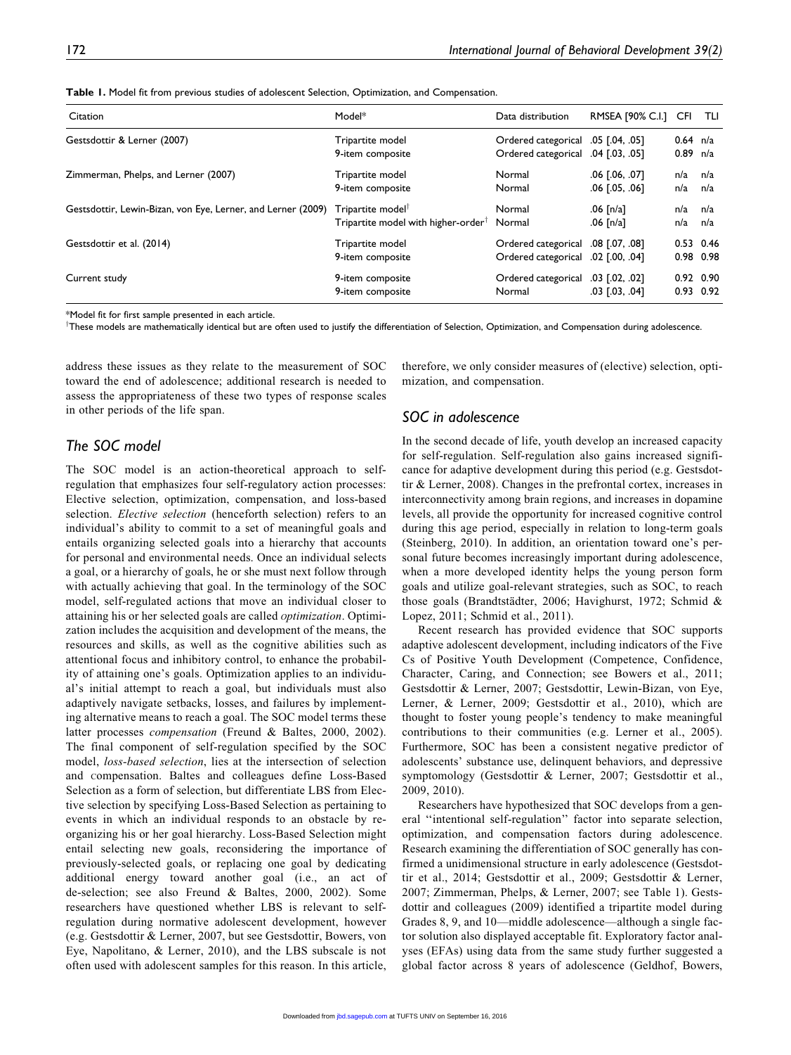**Table 1.** Model fit from previous studies of adolescent Selection, Optimization, and Compensation.

| Citation | Model* | Data distribution | RMSEA [90% C.I.] | CFI | TLI |
|---|---|---|---|---|---|
| Gestsdottir & Lerner (2007) | Tripartite model | Ordered categorical | .05 [.04, .05] | 0.64 | n/a |
| | 9-item composite | Ordered categorical | .04 [.03, .05] | 0.89 | n/a |
| Zimmerman, Phelps, and Lerner (2007) | Tripartite model | Normal | .06 [.06, .07] | n/a | n/a |
| | 9-item composite | Normal | .06 [.05, .06] | n/a | n/a |
| Gestsdottir, Lewin-Bizan, von Eye, Lerner, and Lerner (2009) | Tripartite model[†] | Normal | .06 [n/a] | n/a | n/a |
| | Tripartite model with higher-order[†] | Normal | .06 [n/a] | n/a | n/a |
| Gestsdottir et al. (2014) | Tripartite model | Ordered categorical | .08 [.07, .08] | 0.53 | 0.46 |
| | 9-item composite | Ordered categorical | .02 [.00, .04] | 0.98 | 0.98 |
| Current study | 9-item composite | Ordered categorical | .03 [.02, .02] | 0.92 | 0.90 |
| | 9-item composite | Normal | .03 [.03, .04] | 0.93 | 0.92 |

*Model fit for first sample presented in each article.
[†]These models are mathematically identical but are often used to justify the differentiation of Selection, Optimization, and Compensation during adolescence.

address these issues as they relate to the measurement of SOC toward the end of adolescence; additional research is needed to assess the appropriateness of these two types of response scales in other periods of the life span.

## The SOC model

The SOC model is an action-theoretical approach to self-regulation that emphasizes four self-regulatory action processes: Elective selection, optimization, compensation, and loss-based selection. *Elective selection* (henceforth selection) refers to an individual's ability to commit to a set of meaningful goals and entails organizing selected goals into a hierarchy that accounts for personal and environmental needs. Once an individual selects a goal, or a hierarchy of goals, he or she must next follow through with actually achieving that goal. In the terminology of the SOC model, self-regulated actions that move an individual closer to attaining his or her selected goals are called *optimization*. Optimization includes the acquisition and development of the means, the resources and skills, as well as the cognitive abilities such as attentional focus and inhibitory control, to enhance the probability of attaining one's goals. Optimization applies to an individual's initial attempt to reach a goal, but individuals must also adaptively navigate setbacks, losses, and failures by implementing alternative means to reach a goal. The SOC model terms these latter processes *compensation* (Freund & Baltes, 2000, 2002). The final component of self-regulation specified by the SOC model, *loss-based selection*, lies at the intersection of selection and compensation. Baltes and colleagues define Loss-Based Selection as a form of selection, but differentiate LBS from Elective selection by specifying Loss-Based Selection as pertaining to events in which an individual responds to an obstacle by re-organizing his or her goal hierarchy. Loss-Based Selection might entail selecting new goals, reconsidering the importance of previously-selected goals, or replacing one goal by dedicating additional energy toward another goal (i.e., an act of de-selection; see also Freund & Baltes, 2000, 2002). Some researchers have questioned whether LBS is relevant to self-regulation during normative adolescent development, however (e.g. Gestsdottir & Lerner, 2007, but see Gestsdottir, Bowers, von Eye, Napolitano, & Lerner, 2010), and the LBS subscale is not often used with adolescent samples for this reason. In this article, therefore, we only consider measures of (elective) selection, optimization, and compensation.

## SOC in adolescence

In the second decade of life, youth develop an increased capacity for self-regulation. Self-regulation also gains increased significance for adaptive development during this period (e.g. Gestsdottir & Lerner, 2008). Changes in the prefrontal cortex, increases in interconnectivity among brain regions, and increases in dopamine levels, all provide the opportunity for increased cognitive control during this age period, especially in relation to long-term goals (Steinberg, 2010). In addition, an orientation toward one's personal future becomes increasingly important during adolescence, when a more developed identity helps the young person form goals and utilize goal-relevant strategies, such as SOC, to reach those goals (Brandtstädter, 2006; Havighurst, 1972; Schmid & Lopez, 2011; Schmid et al., 2011).

Recent research has provided evidence that SOC supports adaptive adolescent development, including indicators of the Five Cs of Positive Youth Development (Competence, Confidence, Character, Caring, and Connection; see Bowers et al., 2011; Gestsdottir & Lerner, 2007; Gestsdottir, Lewin-Bizan, von Eye, Lerner, & Lerner, 2009; Gestsdottir et al., 2010), which are thought to foster young people's tendency to make meaningful contributions to their communities (e.g. Lerner et al., 2005). Furthermore, SOC has been a consistent negative predictor of adolescents' substance use, delinquent behaviors, and depressive symptomology (Gestsdottir & Lerner, 2007; Gestsdottir et al., 2009, 2010).

Researchers have hypothesized that SOC develops from a general ''intentional self-regulation'' factor into separate selection, optimization, and compensation factors during adolescence. Research examining the differentiation of SOC generally has confirmed a unidimensional structure in early adolescence (Gestsdottir et al., 2014; Gestsdottir et al., 2009; Gestsdottir & Lerner, 2007; Zimmerman, Phelps, & Lerner, 2007; see Table 1). Gestsdottir and colleagues (2009) identified a tripartite model during Grades 8, 9, and 10—middle adolescence—although a single factor solution also displayed acceptable fit. Exploratory factor analyses (EFAs) using data from the same study further suggested a global factor across 8 years of adolescence (Geldhof, Bowers,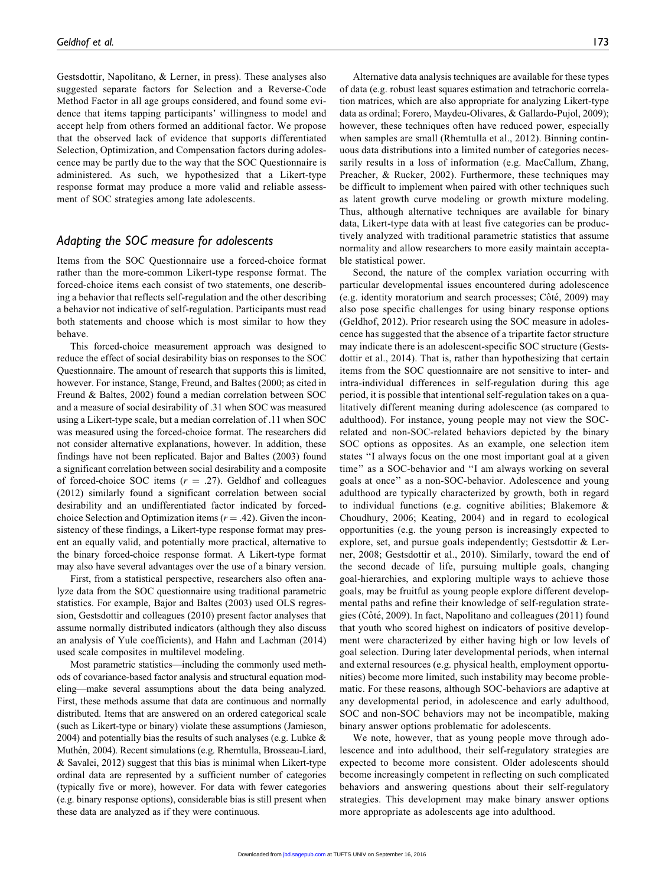Gestsdottir, Napolitano, & Lerner, in press). These analyses also suggested separate factors for Selection and a Reverse-Code Method Factor in all age groups considered, and found some evidence that items tapping participants' willingness to model and accept help from others formed an additional factor. We propose that the observed lack of evidence that supports differentiated Selection, Optimization, and Compensation factors during adolescence may be partly due to the way that the SOC Questionnaire is administered. As such, we hypothesized that a Likert-type response format may produce a more valid and reliable assessment of SOC strategies among late adolescents.

## *Adapting the SOC measure for adolescents*

Items from the SOC Questionnaire use a forced-choice format rather than the more-common Likert-type response format. The forced-choice items each consist of two statements, one describing a behavior that reflects self-regulation and the other describing a behavior not indicative of self-regulation. Participants must read both statements and choose which is most similar to how they behave.

This forced-choice measurement approach was designed to reduce the effect of social desirability bias on responses to the SOC Questionnaire. The amount of research that supports this is limited, however. For instance, Stange, Freund, and Baltes (2000; as cited in Freund & Baltes, 2002) found a median correlation between SOC and a measure of social desirability of .31 when SOC was measured using a Likert-type scale, but a median correlation of .11 when SOC was measured using the forced-choice format. The researchers did not consider alternative explanations, however. In addition, these findings have not been replicated. Bajor and Baltes (2003) found a significant correlation between social desirability and a composite of forced-choice SOC items ($r = .27$). Geldhof and colleagues (2012) similarly found a significant correlation between social desirability and an undifferentiated factor indicated by forced-choice Selection and Optimization items ($r = .42$). Given the inconsistency of these findings, a Likert-type response format may present an equally valid, and potentially more practical, alternative to the binary forced-choice response format. A Likert-type format may also have several advantages over the use of a binary version.

First, from a statistical perspective, researchers also often analyze data from the SOC questionnaire using traditional parametric statistics. For example, Bajor and Baltes (2003) used OLS regression, Gestsdottir and colleagues (2010) present factor analyses that assume normally distributed indicators (although they also discuss an analysis of Yule coefficients), and Hahn and Lachman (2014) used scale composites in multilevel modeling.

Most parametric statistics—including the commonly used methods of covariance-based factor analysis and structural equation modeling—make several assumptions about the data being analyzed. First, these methods assume that data are continuous and normally distributed. Items that are answered on an ordered categorical scale (such as Likert-type or binary) violate these assumptions (Jamieson, 2004) and potentially bias the results of such analyses (e.g. Lubke & Muthén, 2004). Recent simulations (e.g. Rhemtulla, Brosseau-Liard, & Savalei, 2012) suggest that this bias is minimal when Likert-type ordinal data are represented by a sufficient number of categories (typically five or more), however. For data with fewer categories (e.g. binary response options), considerable bias is still present when these data are analyzed as if they were continuous.

Alternative data analysis techniques are available for these types of data (e.g. robust least squares estimation and tetrachoric correlation matrices, which are also appropriate for analyzing Likert-type data as ordinal; Forero, Maydeu-Olivares, & Gallardo-Pujol, 2009); however, these techniques often have reduced power, especially when samples are small (Rhemtulla et al., 2012). Binning continuous data distributions into a limited number of categories necessarily results in a loss of information (e.g. MacCallum, Zhang, Preacher, & Rucker, 2002). Furthermore, these techniques may be difficult to implement when paired with other techniques such as latent growth curve modeling or growth mixture modeling. Thus, although alternative techniques are available for binary data, Likert-type data with at least five categories can be productively analyzed with traditional parametric statistics that assume normality and allow researchers to more easily maintain acceptable statistical power.

Second, the nature of the complex variation occurring with particular developmental issues encountered during adolescence (e.g. identity moratorium and search processes; Côté, 2009) may also pose specific challenges for using binary response options (Geldhof, 2012). Prior research using the SOC measure in adolescence has suggested that the absence of a tripartite factor structure may indicate there is an adolescent-specific SOC structure (Gestsdottir et al., 2014). That is, rather than hypothesizing that certain items from the SOC questionnaire are not sensitive to inter- and intra-individual differences in self-regulation during this age period, it is possible that intentional self-regulation takes on a qualitatively different meaning during adolescence (as compared to adulthood). For instance, young people may not view the SOC-related and non-SOC-related behaviors depicted by the binary SOC options as opposites. As an example, one selection item states ''I always focus on the one most important goal at a given time'' as a SOC-behavior and ''I am always working on several goals at once'' as a non-SOC-behavior. Adolescence and young adulthood are typically characterized by growth, both in regard to individual functions (e.g. cognitive abilities; Blakemore & Choudhury, 2006; Keating, 2004) and in regard to ecological opportunities (e.g. the young person is increasingly expected to explore, set, and pursue goals independently; Gestsdottir & Lerner, 2008; Gestsdottir et al., 2010). Similarly, toward the end of the second decade of life, pursuing multiple goals, changing goal-hierarchies, and exploring multiple ways to achieve those goals, may be fruitful as young people explore different developmental paths and refine their knowledge of self-regulation strategies (Côté, 2009). In fact, Napolitano and colleagues (2011) found that youth who scored highest on indicators of positive development were characterized by either having high or low levels of goal selection. During later developmental periods, when internal and external resources (e.g. physical health, employment opportunities) become more limited, such instability may become problematic. For these reasons, although SOC-behaviors are adaptive at any developmental period, in adolescence and early adulthood, SOC and non-SOC behaviors may not be incompatible, making binary answer options problematic for adolescents.

We note, however, that as young people move through adolescence and into adulthood, their self-regulatory strategies are expected to become more consistent. Older adolescents should become increasingly competent in reflecting on such complicated behaviors and answering questions about their self-regulatory strategies. This development may make binary answer options more appropriate as adolescents age into adulthood.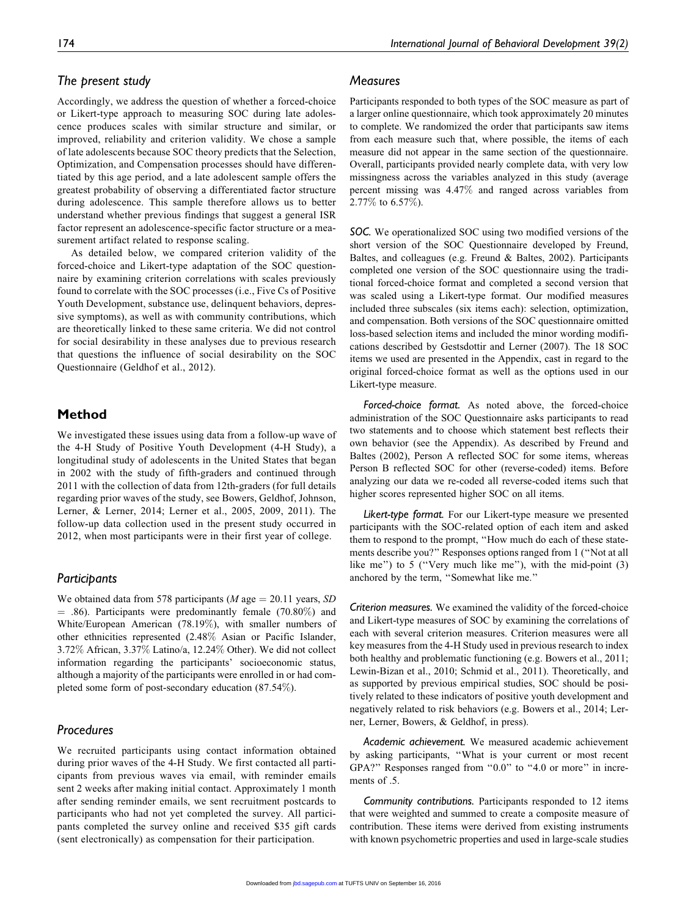## The present study

Accordingly, we address the question of whether a forced-choice or Likert-type approach to measuring SOC during late adolescence produces scales with similar structure and similar, or improved, reliability and criterion validity. We chose a sample of late adolescents because SOC theory predicts that the Selection, Optimization, and Compensation processes should have differentiated by this age period, and a late adolescent sample offers the greatest probability of observing a differentiated factor structure during adolescence. This sample therefore allows us to better understand whether previous findings that suggest a general ISR factor represent an adolescence-specific factor structure or a measurement artifact related to response scaling.

As detailed below, we compared criterion validity of the forced-choice and Likert-type adaptation of the SOC questionnaire by examining criterion correlations with scales previously found to correlate with the SOC processes (i.e., Five Cs of Positive Youth Development, substance use, delinquent behaviors, depressive symptoms), as well as with community contributions, which are theoretically linked to these same criteria. We did not control for social desirability in these analyses due to previous research that questions the influence of social desirability on the SOC Questionnaire (Geldhof et al., 2012).

# Method

We investigated these issues using data from a follow-up wave of the 4-H Study of Positive Youth Development (4-H Study), a longitudinal study of adolescents in the United States that began in 2002 with the study of fifth-graders and continued through 2011 with the collection of data from 12th-graders (for full details regarding prior waves of the study, see Bowers, Geldhof, Johnson, Lerner, & Lerner, 2014; Lerner et al., 2005, 2009, 2011). The follow-up data collection used in the present study occurred in 2012, when most participants were in their first year of college.

## Participants

We obtained data from 578 participants (*M* age = 20.11 years, *SD* = .86). Participants were predominantly female (70.80%) and White/European American (78.19%), with smaller numbers of other ethnicities represented (2.48% Asian or Pacific Islander, 3.72% African, 3.37% Latino/a, 12.24% Other). We did not collect information regarding the participants' socioeconomic status, although a majority of the participants were enrolled in or had completed some form of post-secondary education (87.54%).

## Procedures

We recruited participants using contact information obtained during prior waves of the 4-H Study. We first contacted all participants from previous waves via email, with reminder emails sent 2 weeks after making initial contact. Approximately 1 month after sending reminder emails, we sent recruitment postcards to participants who had not yet completed the survey. All participants completed the survey online and received $35 gift cards (sent electronically) as compensation for their participation.

## Measures

Participants responded to both types of the SOC measure as part of a larger online questionnaire, which took approximately 20 minutes to complete. We randomized the order that participants saw items from each measure such that, where possible, the items of each measure did not appear in the same section of the questionnaire. Overall, participants provided nearly complete data, with very low missingness across the variables analyzed in this study (average percent missing was 4.47% and ranged across variables from 2.77% to 6.57%).

***SOC.*** We operationalized SOC using two modified versions of the short version of the SOC Questionnaire developed by Freund, Baltes, and colleagues (e.g. Freund & Baltes, 2002). Participants completed one version of the SOC questionnaire using the traditional forced-choice format and completed a second version that was scaled using a Likert-type format. Our modified measures included three subscales (six items each): selection, optimization, and compensation. Both versions of the SOC questionnaire omitted loss-based selection items and included the minor wording modifications described by Gestsdottir and Lerner (2007). The 18 SOC items we used are presented in the Appendix, cast in regard to the original forced-choice format as well as the options used in our Likert-type measure.

*Forced-choice format.* As noted above, the forced-choice administration of the SOC Questionnaire asks participants to read two statements and to choose which statement best reflects their own behavior (see the Appendix). As described by Freund and Baltes (2002), Person A reflected SOC for some items, whereas Person B reflected SOC for other (reverse-coded) items. Before analyzing our data we re-coded all reverse-coded items such that higher scores represented higher SOC on all items.

*Likert-type format.* For our Likert-type measure we presented participants with the SOC-related option of each item and asked them to respond to the prompt, "How much do each of these statements describe you?" Responses options ranged from 1 ("Not at all like me") to 5 ("Very much like me"), with the mid-point (3) anchored by the term, "Somewhat like me."

***Criterion measures.*** We examined the validity of the forced-choice and Likert-type measures of SOC by examining the correlations of each with several criterion measures. Criterion measures were all key measures from the 4-H Study used in previous research to index both healthy and problematic functioning (e.g. Bowers et al., 2011; Lewin-Bizan et al., 2010; Schmid et al., 2011). Theoretically, and as supported by previous empirical studies, SOC should be positively related to these indicators of positive youth development and negatively related to risk behaviors (e.g. Bowers et al., 2014; Lerner, Lerner, Bowers, & Geldhof, in press).

*Academic achievement.* We measured academic achievement by asking participants, "What is your current or most recent GPA?" Responses ranged from "0.0" to "4.0 or more" in increments of .5.

*Community contributions.* Participants responded to 12 items that were weighted and summed to create a composite measure of contribution. These items were derived from existing instruments with known psychometric properties and used in large-scale studies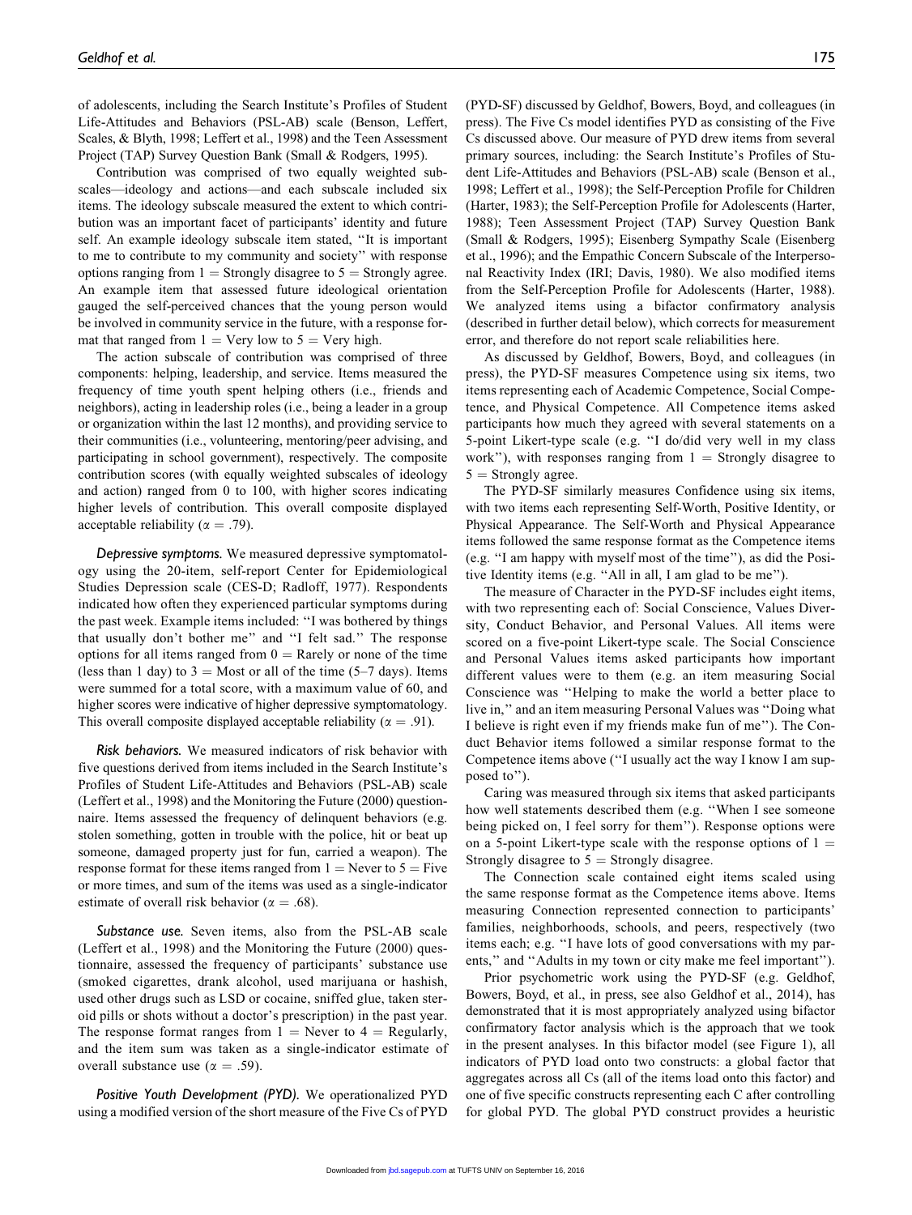of adolescents, including the Search Institute's Profiles of Student Life-Attitudes and Behaviors (PSL-AB) scale (Benson, Leffert, Scales, & Blyth, 1998; Leffert et al., 1998) and the Teen Assessment Project (TAP) Survey Question Bank (Small & Rodgers, 1995).

Contribution was comprised of two equally weighted subscales—ideology and actions—and each subscale included six items. The ideology subscale measured the extent to which contribution was an important facet of participants' identity and future self. An example ideology subscale item stated, "It is important to me to contribute to my community and society" with response options ranging from 1 = Strongly disagree to 5 = Strongly agree. An example item that assessed future ideological orientation gauged the self-perceived chances that the young person would be involved in community service in the future, with a response format that ranged from 1 = Very low to 5 = Very high.

The action subscale of contribution was comprised of three components: helping, leadership, and service. Items measured the frequency of time youth spent helping others (i.e., friends and neighbors), acting in leadership roles (i.e., being a leader in a group or organization within the last 12 months), and providing service to their communities (i.e., volunteering, mentoring/peer advising, and participating in school government), respectively. The composite contribution scores (with equally weighted subscales of ideology and action) ranged from 0 to 100, with higher scores indicating higher levels of contribution. This overall composite displayed acceptable reliability ($\alpha = .79$).

*Depressive symptoms.* We measured depressive symptomatology using the 20-item, self-report Center for Epidemiological Studies Depression scale (CES-D; Radloff, 1977). Respondents indicated how often they experienced particular symptoms during the past week. Example items included: "I was bothered by things that usually don't bother me" and "I felt sad." The response options for all items ranged from 0 = Rarely or none of the time (less than 1 day) to 3 = Most or all of the time (5–7 days). Items were summed for a total score, with a maximum value of 60, and higher scores were indicative of higher depressive symptomatology. This overall composite displayed acceptable reliability ($\alpha = .91$).

*Risk behaviors.* We measured indicators of risk behavior with five questions derived from items included in the Search Institute's Profiles of Student Life-Attitudes and Behaviors (PSL-AB) scale (Leffert et al., 1998) and the Monitoring the Future (2000) questionnaire. Items assessed the frequency of delinquent behaviors (e.g. stolen something, gotten in trouble with the police, hit or beat up someone, damaged property just for fun, carried a weapon). The response format for these items ranged from 1 = Never to 5 = Five or more times, and sum of the items was used as a single-indicator estimate of overall risk behavior ($\alpha = .68$).

*Substance use.* Seven items, also from the PSL-AB scale (Leffert et al., 1998) and the Monitoring the Future (2000) questionnaire, assessed the frequency of participants' substance use (smoked cigarettes, drank alcohol, used marijuana or hashish, used other drugs such as LSD or cocaine, sniffed glue, taken steroid pills or shots without a doctor's prescription) in the past year. The response format ranges from 1 = Never to 4 = Regularly, and the item sum was taken as a single-indicator estimate of overall substance use ($\alpha = .59$).

*Positive Youth Development (PYD).* We operationalized PYD using a modified version of the short measure of the Five Cs of PYD (PYD-SF) discussed by Geldhof, Bowers, Boyd, and colleagues (in press). The Five Cs model identifies PYD as consisting of the Five Cs discussed above. Our measure of PYD drew items from several primary sources, including: the Search Institute's Profiles of Student Life-Attitudes and Behaviors (PSL-AB) scale (Benson et al., 1998; Leffert et al., 1998); the Self-Perception Profile for Children (Harter, 1983); the Self-Perception Profile for Adolescents (Harter, 1988); Teen Assessment Project (TAP) Survey Question Bank (Small & Rodgers, 1995); Eisenberg Sympathy Scale (Eisenberg et al., 1996); and the Empathic Concern Subscale of the Interpersonal Reactivity Index (IRI; Davis, 1980). We also modified items from the Self-Perception Profile for Adolescents (Harter, 1988). We analyzed items using a bifactor confirmatory analysis (described in further detail below), which corrects for measurement error, and therefore do not report scale reliabilities here.

As discussed by Geldhof, Bowers, Boyd, and colleagues (in press), the PYD-SF measures Competence using six items, two items representing each of Academic Competence, Social Competence, and Physical Competence. All Competence items asked participants how much they agreed with several statements on a 5-point Likert-type scale (e.g. "I do/did very well in my class work"), with responses ranging from 1 = Strongly disagree to 5 = Strongly agree.

The PYD-SF similarly measures Confidence using six items, with two items each representing Self-Worth, Positive Identity, or Physical Appearance. The Self-Worth and Physical Appearance items followed the same response format as the Competence items (e.g. "I am happy with myself most of the time"), as did the Positive Identity items (e.g. "All in all, I am glad to be me").

The measure of Character in the PYD-SF includes eight items, with two representing each of: Social Conscience, Values Diversity, Conduct Behavior, and Personal Values. All items were scored on a five-point Likert-type scale. The Social Conscience and Personal Values items asked participants how important different values were to them (e.g. an item measuring Social Conscience was "Helping to make the world a better place to live in," and an item measuring Personal Values was "Doing what I believe is right even if my friends make fun of me"). The Conduct Behavior items followed a similar response format to the Competence items above ("I usually act the way I know I am supposed to").

Caring was measured through six items that asked participants how well statements described them (e.g. "When I see someone being picked on, I feel sorry for them"). Response options were on a 5-point Likert-type scale with the response options of 1 = Strongly disagree to 5 = Strongly disagree.

The Connection scale contained eight items scaled using the same response format as the Competence items above. Items measuring Connection represented connection to participants' families, neighborhoods, schools, and peers, respectively (two items each; e.g. "I have lots of good conversations with my parents," and "Adults in my town or city make me feel important").

Prior psychometric work using the PYD-SF (e.g. Geldhof, Bowers, Boyd, et al., in press, see also Geldhof et al., 2014), has demonstrated that it is most appropriately analyzed using bifactor confirmatory factor analysis which is the approach that we took in the present analyses. In this bifactor model (see Figure 1), all indicators of PYD load onto two constructs: a global factor that aggregates across all Cs (all of the items load onto this factor) and one of five specific constructs representing each C after controlling for global PYD. The global PYD construct provides a heuristic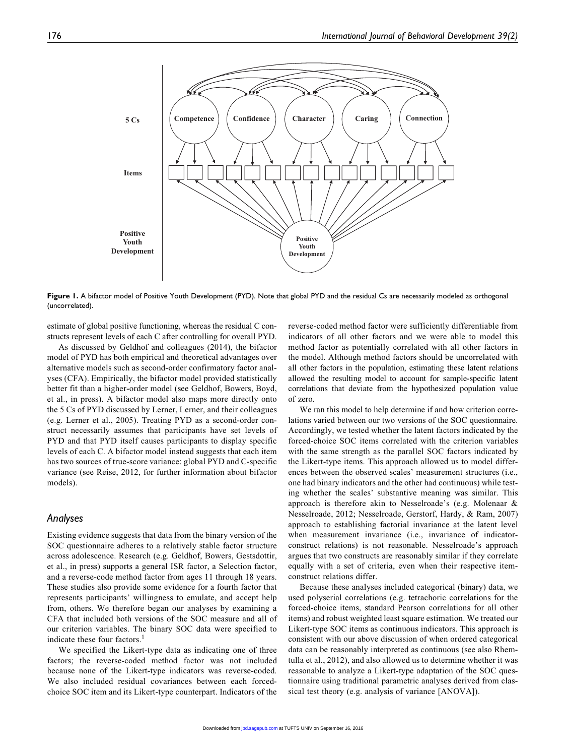**Figure 1.** A bifactor model of Positive Youth Development (PYD). Note that global PYD and the residual Cs are necessarily modeled as orthogonal (uncorrelated).

estimate of global positive functioning, whereas the residual C constructs represent levels of each C after controlling for overall PYD.

As discussed by Geldhof and colleagues (2014), the bifactor model of PYD has both empirical and theoretical advantages over alternative models such as second-order confirmatory factor analyses (CFA). Empirically, the bifactor model provided statistically better fit than a higher-order model (see Geldhof, Bowers, Boyd, et al., in press). A bifactor model also maps more directly onto the 5 Cs of PYD discussed by Lerner, Lerner, and their colleagues (e.g. Lerner et al., 2005). Treating PYD as a second-order construct necessarily assumes that participants have set levels of PYD and that PYD itself causes participants to display specific levels of each C. A bifactor model instead suggests that each item has two sources of true-score variance: global PYD and C-specific variance (see Reise, 2012, for further information about bifactor models).

## Analyses

Existing evidence suggests that data from the binary version of the SOC questionnaire adheres to a relatively stable factor structure across adolescence. Research (e.g. Geldhof, Bowers, Gestsdottir, et al., in press) supports a general ISR factor, a Selection factor, and a reverse-code method factor from ages 11 through 18 years. These studies also provide some evidence for a fourth factor that represents participants' willingness to emulate, and accept help from, others. We therefore began our analyses by examining a CFA that included both versions of the SOC measure and all of our criterion variables. The binary SOC data were specified to indicate these four factors.[1]

We specified the Likert-type data as indicating one of three factors; the reverse-coded method factor was not included because none of the Likert-type indicators was reverse-coded. We also included residual covariances between each forced-choice SOC item and its Likert-type counterpart. Indicators of the reverse-coded method factor were sufficiently differentiable from indicators of all other factors and we were able to model this method factor as potentially correlated with all other factors in the model. Although method factors should be uncorrelated with all other factors in the population, estimating these latent relations allowed the resulting model to account for sample-specific latent correlations that deviate from the hypothesized population value of zero.

We ran this model to help determine if and how criterion correlations varied between our two versions of the SOC questionnaire. Accordingly, we tested whether the latent factors indicated by the forced-choice SOC items correlated with the criterion variables with the same strength as the parallel SOC factors indicated by the Likert-type items. This approach allowed us to model differences between the observed scales' measurement structures (i.e., one had binary indicators and the other had continuous) while testing whether the scales' substantive meaning was similar. This approach is therefore akin to Nesselroade's (e.g. Molenaar & Nesselroade, 2012; Nesselroade, Gerstorf, Hardy, & Ram, 2007) approach to establishing factorial invariance at the latent level when measurement invariance (i.e., invariance of indicator-construct relations) is not reasonable. Nesselroade's approach argues that two constructs are reasonably similar if they correlate equally with a set of criteria, even when their respective item-construct relations differ.

Because these analyses included categorical (binary) data, we used polyserial correlations (e.g. tetrachoric correlations for the forced-choice items, standard Pearson correlations for all other items) and robust weighted least square estimation. We treated our Likert-type SOC items as continuous indicators. This approach is consistent with our above discussion of when ordered categorical data can be reasonably interpreted as continuous (see also Rhemtulla et al., 2012), and also allowed us to determine whether it was reasonable to analyze a Likert-type adaptation of the SOC questionnaire using traditional parametric analyses derived from classical test theory (e.g. analysis of variance [ANOVA]).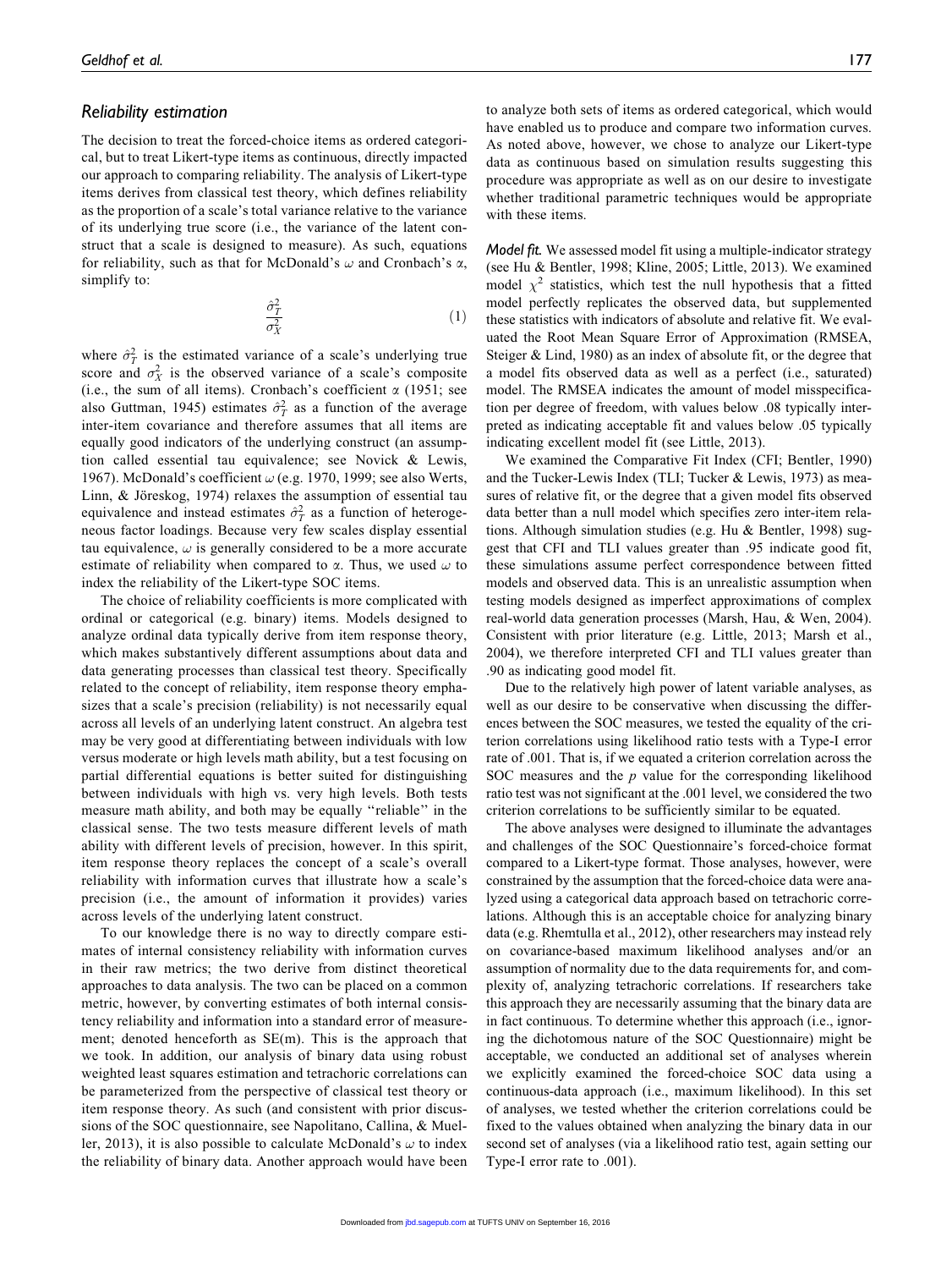## Reliability estimation

The decision to treat the forced-choice items as ordered categorical, but to treat Likert-type items as continuous, directly impacted our approach to comparing reliability. The analysis of Likert-type items derives from classical test theory, which defines reliability as the proportion of a scale's total variance relative to the variance of its underlying true score (i.e., the variance of the latent construct that a scale is designed to measure). As such, equations for reliability, such as that for McDonald's $\omega$ and Cronbach's $\alpha$, simplify to:

$$\frac{\hat{\sigma}_T^2}{\sigma_X^2} \tag{1}$$

where $\hat{\sigma}_T^2$ is the estimated variance of a scale's underlying true score and $\sigma_X^2$ is the observed variance of a scale's composite (i.e., the sum of all items). Cronbach's coefficient $\alpha$ (1951; see also Guttman, 1945) estimates $\hat{\sigma}_T^2$ as a function of the average inter-item covariance and therefore assumes that all items are equally good indicators of the underlying construct (an assumption called essential tau equivalence; see Novick & Lewis, 1967). McDonald's coefficient $\omega$ (e.g. 1970, 1999; see also Werts, Linn, & Jöreskog, 1974) relaxes the assumption of essential tau equivalence and instead estimates $\hat{\sigma}_T^2$ as a function of heterogeneous factor loadings. Because very few scales display essential tau equivalence, $\omega$ is generally considered to be a more accurate estimate of reliability when compared to $\alpha$. Thus, we used $\omega$ to index the reliability of the Likert-type SOC items.

The choice of reliability coefficients is more complicated with ordinal or categorical (e.g. binary) items. Models designed to analyze ordinal data typically derive from item response theory, which makes substantively different assumptions about data and data generating processes than classical test theory. Specifically related to the concept of reliability, item response theory emphasizes that a scale's precision (reliability) is not necessarily equal across all levels of an underlying latent construct. An algebra test may be very good at differentiating between individuals with low versus moderate or high levels math ability, but a test focusing on partial differential equations is better suited for distinguishing between individuals with high vs. very high levels. Both tests measure math ability, and both may be equally "reliable" in the classical sense. The two tests measure different levels of math ability with different levels of precision, however. In this spirit, item response theory replaces the concept of a scale's overall reliability with information curves that illustrate how a scale's precision (i.e., the amount of information it provides) varies across levels of the underlying latent construct.

To our knowledge there is no way to directly compare estimates of internal consistency reliability with information curves in their raw metrics; the two derive from distinct theoretical approaches to data analysis. The two can be placed on a common metric, however, by converting estimates of both internal consistency reliability and information into a standard error of measurement; denoted henceforth as SE(m). This is the approach that we took. In addition, our analysis of binary data using robust weighted least squares estimation and tetrachoric correlations can be parameterized from the perspective of classical test theory or item response theory. As such (and consistent with prior discussions of the SOC questionnaire, see Napolitano, Callina, & Mueller, 2013), it is also possible to calculate McDonald's $\omega$ to index the reliability of binary data. Another approach would have been to analyze both sets of items as ordered categorical, which would have enabled us to produce and compare two information curves. As noted above, however, we chose to analyze our Likert-type data as continuous based on simulation results suggesting this procedure was appropriate as well as on our desire to investigate whether traditional parametric techniques would be appropriate with these items.

*Model fit.* We assessed model fit using a multiple-indicator strategy (see Hu & Bentler, 1998; Kline, 2005; Little, 2013). We examined model $\chi^2$ statistics, which test the null hypothesis that a fitted model perfectly replicates the observed data, but supplemented these statistics with indicators of absolute and relative fit. We evaluated the Root Mean Square Error of Approximation (RMSEA, Steiger & Lind, 1980) as an index of absolute fit, or the degree that a model fits observed data as well as a perfect (i.e., saturated) model. The RMSEA indicates the amount of model misspecification per degree of freedom, with values below .08 typically interpreted as indicating acceptable fit and values below .05 typically indicating excellent model fit (see Little, 2013).

We examined the Comparative Fit Index (CFI; Bentler, 1990) and the Tucker-Lewis Index (TLI; Tucker & Lewis, 1973) as measures of relative fit, or the degree that a given model fits observed data better than a null model which specifies zero inter-item relations. Although simulation studies (e.g. Hu & Bentler, 1998) suggest that CFI and TLI values greater than .95 indicate good fit, these simulations assume perfect correspondence between fitted models and observed data. This is an unrealistic assumption when testing models designed as imperfect approximations of complex real-world data generation processes (Marsh, Hau, & Wen, 2004). Consistent with prior literature (e.g. Little, 2013; Marsh et al., 2004), we therefore interpreted CFI and TLI values greater than .90 as indicating good model fit.

Due to the relatively high power of latent variable analyses, as well as our desire to be conservative when discussing the differences between the SOC measures, we tested the equality of the criterion correlations using likelihood ratio tests with a Type-I error rate of .001. That is, if we equated a criterion correlation across the SOC measures and the $p$ value for the corresponding likelihood ratio test was not significant at the .001 level, we considered the two criterion correlations to be sufficiently similar to be equated.

The above analyses were designed to illuminate the advantages and challenges of the SOC Questionnaire's forced-choice format compared to a Likert-type format. Those analyses, however, were constrained by the assumption that the forced-choice data were analyzed using a categorical data approach based on tetrachoric correlations. Although this is an acceptable choice for analyzing binary data (e.g. Rhemtulla et al., 2012), other researchers may instead rely on covariance-based maximum likelihood analyses and/or an assumption of normality due to the data requirements for, and complexity of, analyzing tetrachoric correlations. If researchers take this approach they are necessarily assuming that the binary data are in fact continuous. To determine whether this approach (i.e., ignoring the dichotomous nature of the SOC Questionnaire) might be acceptable, we conducted an additional set of analyses wherein we explicitly examined the forced-choice SOC data using a continuous-data approach (i.e., maximum likelihood). In this set of analyses, we tested whether the criterion correlations could be fixed to the values obtained when analyzing the binary data in our second set of analyses (via a likelihood ratio test, again setting our Type-I error rate to .001).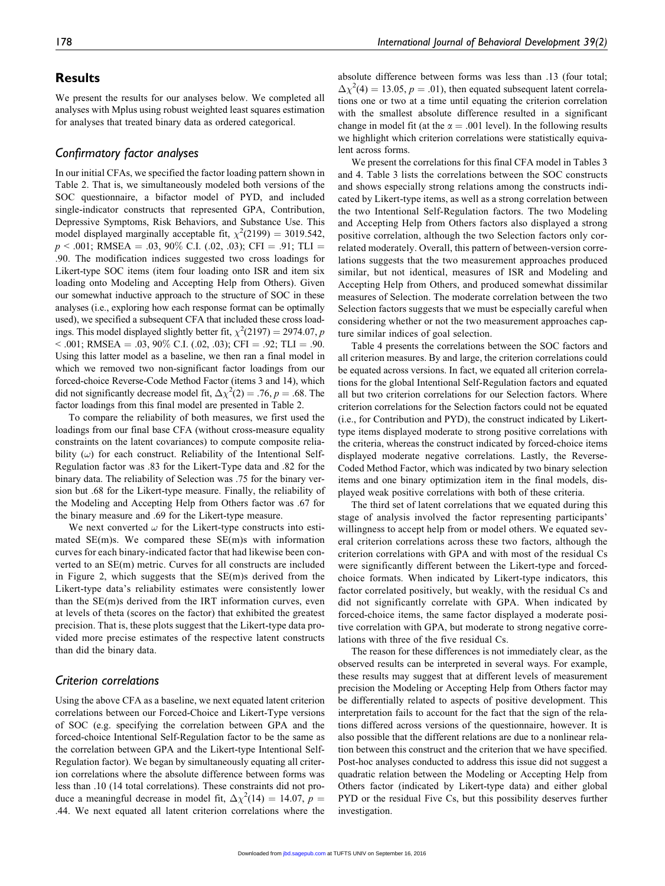## Results

We present the results for our analyses below. We completed all analyses with Mplus using robust weighted least squares estimation for analyses that treated binary data as ordered categorical.

### Confirmatory factor analyses

In our initial CFAs, we specified the factor loading pattern shown in Table 2. That is, we simultaneously modeled both versions of the SOC questionnaire, a bifactor model of PYD, and included single-indicator constructs that represented GPA, Contribution, Depressive Symptoms, Risk Behaviors, and Substance Use. This model displayed marginally acceptable fit, $\chi^2(2199) = 3019.542$, $p < .001$; RMSEA = .03, 90% C.I. (.02, .03); CFI = .91; TLI = .90. The modification indices suggested two cross loadings for Likert-type SOC items (item four loading onto ISR and item six loading onto Modeling and Accepting Help from Others). Given our somewhat inductive approach to the structure of SOC in these analyses (i.e., exploring how each response format can be optimally used), we specified a subsequent CFA that included these cross loadings. This model displayed slightly better fit, $\chi^2(2197) = 2974.07$, $p < .001$; RMSEA = .03, 90% C.I. (.02, .03); CFI = .92; TLI = .90. Using this latter model as a baseline, we then ran a final model in which we removed two non-significant factor loadings from our forced-choice Reverse-Code Method Factor (items 3 and 14), which did not significantly decrease model fit, $\Delta\chi^2(2) = .76$, $p = .68$. The factor loadings from this final model are presented in Table 2.

To compare the reliability of both measures, we first used the loadings from our final base CFA (without cross-measure equality constraints on the latent covariances) to compute composite reliability ($\omega$) for each construct. Reliability of the Intentional Self-Regulation factor was .83 for the Likert-Type data and .82 for the binary data. The reliability of Selection was .75 for the binary version but .68 for the Likert-type measure. Finally, the reliability of the Modeling and Accepting Help from Others factor was .67 for the binary measure and .69 for the Likert-type measure.

We next converted $\omega$ for the Likert-type constructs into estimated SE(m)s. We compared these SE(m)s with information curves for each binary-indicated factor that had likewise been converted to an SE(m) metric. Curves for all constructs are included in Figure 2, which suggests that the SE(m)s derived from the Likert-type data's reliability estimates were consistently lower than the SE(m)s derived from the IRT information curves, even at levels of theta (scores on the factor) that exhibited the greatest precision. That is, these plots suggest that the Likert-type data provided more precise estimates of the respective latent constructs than did the binary data.

### Criterion correlations

Using the above CFA as a baseline, we next equated latent criterion correlations between our Forced-Choice and Likert-Type versions of SOC (e.g. specifying the correlation between GPA and the forced-choice Intentional Self-Regulation factor to be the same as the correlation between GPA and the Likert-type Intentional Self-Regulation factor). We began by simultaneously equating all criterion correlations where the absolute difference between forms was less than .10 (14 total correlations). These constraints did not produce a meaningful decrease in model fit, $\Delta\chi^2(14) = 14.07$, $p = .44$. We next equated all latent criterion correlations where the absolute difference between forms was less than .13 (four total; $\Delta\chi^2(4) = 13.05$, $p = .01$), then equated subsequent latent correlations one or two at a time until equating the criterion correlation with the smallest absolute difference resulted in a significant change in model fit (at the $\alpha = .001$ level). In the following results we highlight which criterion correlations were statistically equivalent across forms.

We present the correlations for this final CFA model in Tables 3 and 4. Table 3 lists the correlations between the SOC constructs and shows especially strong relations among the constructs indicated by Likert-type items, as well as a strong correlation between the two Intentional Self-Regulation factors. The two Modeling and Accepting Help from Others factors also displayed a strong positive correlation, although the two Selection factors only correlated moderately. Overall, this pattern of between-version correlations suggests that the two measurement approaches produced similar, but not identical, measures of ISR and Modeling and Accepting Help from Others, and produced somewhat dissimilar measures of Selection. The moderate correlation between the two Selection factors suggests that we must be especially careful when considering whether or not the two measurement approaches capture similar indices of goal selection.

Table 4 presents the correlations between the SOC factors and all criterion measures. By and large, the criterion correlations could be equated across versions. In fact, we equated all criterion correlations for the global Intentional Self-Regulation factors and equated all but two criterion correlations for our Selection factors. Where criterion correlations for the Selection factors could not be equated (i.e., for Contribution and PYD), the construct indicated by Likert-type items displayed moderate to strong positive correlations with the criteria, whereas the construct indicated by forced-choice items displayed moderate negative correlations. Lastly, the Reverse-Coded Method Factor, which was indicated by two binary selection items and one binary optimization item in the final models, displayed weak positive correlations with both of these criteria.

The third set of latent correlations that we equated during this stage of analysis involved the factor representing participants' willingness to accept help from or model others. We equated several criterion correlations across these two factors, although the criterion correlations with GPA and with most of the residual Cs were significantly different between the Likert-type and forced-choice formats. When indicated by Likert-type indicators, this factor correlated positively, but weakly, with the residual Cs and did not significantly correlate with GPA. When indicated by forced-choice items, the same factor displayed a moderate positive correlation with GPA, but moderate to strong negative correlations with three of the five residual Cs.

The reason for these differences is not immediately clear, as the observed results can be interpreted in several ways. For example, these results may suggest that at different levels of measurement precision the Modeling or Accepting Help from Others factor may be differentially related to aspects of positive development. This interpretation fails to account for the fact that the sign of the relations differed across versions of the questionnaire, however. It is also possible that the different relations are due to a nonlinear relation between this construct and the criterion that we have specified. Post-hoc analyses conducted to address this issue did not suggest a quadratic relation between the Modeling or Accepting Help from Others factor (indicated by Likert-type data) and either global PYD or the residual Five Cs, but this possibility deserves further investigation.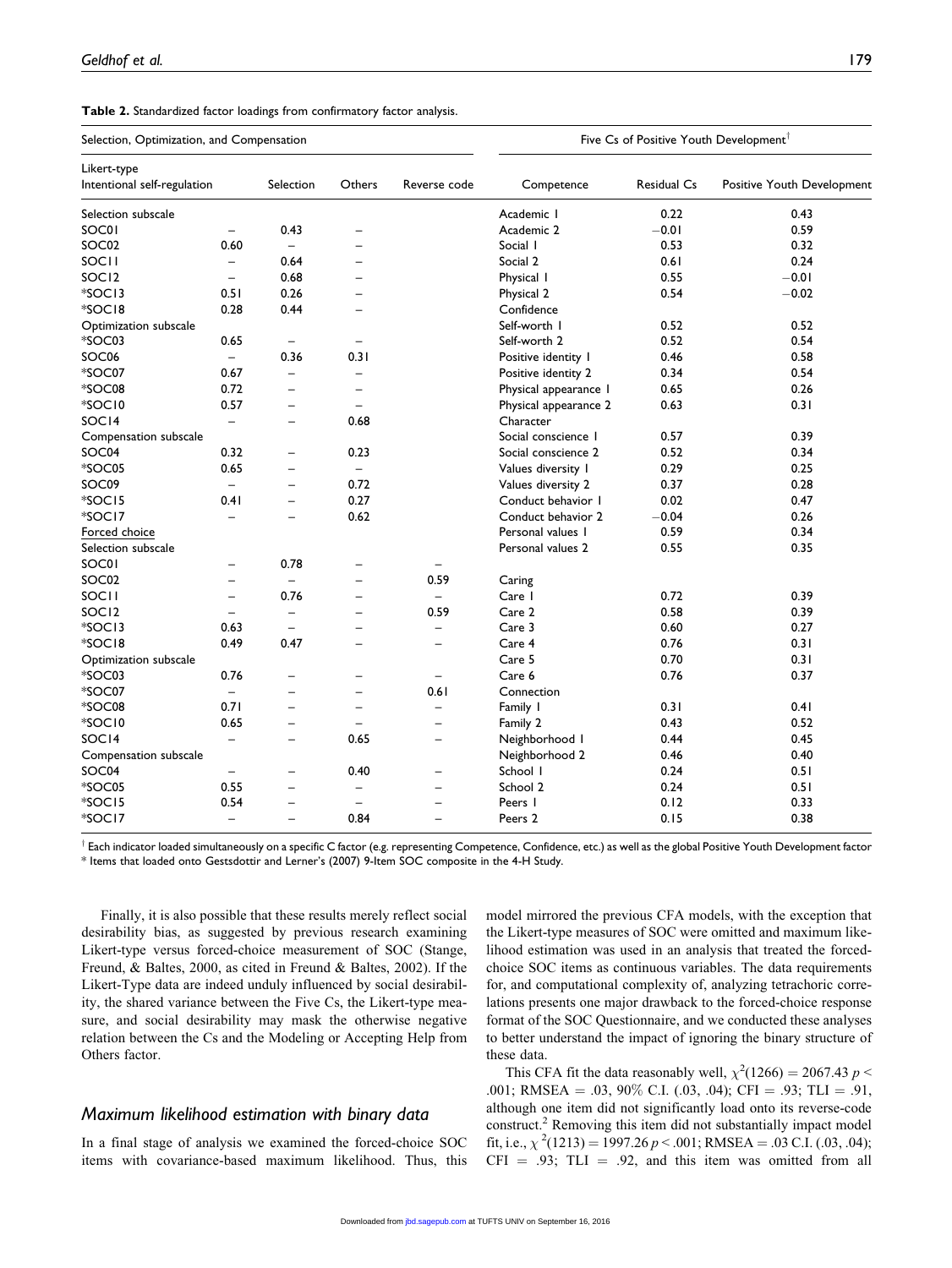**Table 2.** Standardized factor loadings from confirmatory factor analysis.

**Selection, Optimization, and Compensation**

| | Intentional self-regulation | Selection | Others | Reverse code |
|---|---|---|---|---|
| Likert-type | | | | |
| Selection subscale | | | | |
| SOC01 | – | 0.43 | – | |
| SOC02 | 0.60 | – | – | |
| SOC11 | – | 0.64 | – | |
| SOC12 | – | 0.68 | – | |
| *SOC13 | 0.51 | 0.26 | – | |
| *SOC18 | 0.28 | 0.44 | – | |
| Optimization subscale | | | | |
| *SOC03 | 0.65 | – | – | |
| SOC06 | – | 0.36 | 0.31 | |
| *SOC07 | 0.67 | – | – | |
| *SOC08 | 0.72 | – | – | |
| *SOC10 | 0.57 | – | – | |
| SOC14 | – | – | 0.68 | |
| Compensation subscale | | | | |
| SOC04 | 0.32 | – | 0.23 | |
| *SOC05 | 0.65 | – | – | |
| SOC09 | – | – | 0.72 | |
| *SOC15 | 0.41 | – | 0.27 | |
| *SOC17 | – | – | 0.62 | |
| Forced choice | | | | |
| Selection subscale | | | | |
| SOC01 | – | 0.78 | – | – |
| SOC02 | – | – | – | 0.59 |
| SOC11 | – | 0.76 | – | – |
| SOC12 | – | – | – | 0.59 |
| *SOC13 | 0.63 | – | – | – |
| *SOC18 | 0.49 | 0.47 | – | – |
| Optimization subscale | | | | |
| *SOC03 | 0.76 | – | – | – |
| *SOC07 | – | – | – | 0.61 |
| *SOC08 | 0.71 | – | – | – |
| *SOC10 | 0.65 | – | – | – |
| SOC14 | – | – | 0.65 | – |
| Compensation subscale | | | | |
| SOC04 | – | – | 0.40 | – |
| *SOC05 | 0.55 | – | – | – |
| *SOC15 | 0.54 | – | – | – |
| *SOC17 | – | – | 0.84 | – |

**Five Cs of Positive Youth Development**[†]

| Competence | Residual Cs | Positive Youth Development |
|---|---|---|
| Academic 1 | 0.22 | 0.43 |
| Academic 2 | −0.01 | 0.59 |
| Social 1 | 0.53 | 0.32 |
| Social 2 | 0.61 | 0.24 |
| Physical 1 | 0.55 | −0.01 |
| Physical 2 | 0.54 | −0.02 |
| Confidence | | |
| Self-worth 1 | 0.52 | 0.52 |
| Self-worth 2 | 0.52 | 0.54 |
| Positive identity 1 | 0.46 | 0.58 |
| Positive identity 2 | 0.34 | 0.54 |
| Physical appearance 1 | 0.65 | 0.26 |
| Physical appearance 2 | 0.63 | 0.31 |
| Character | | |
| Social conscience 1 | 0.57 | 0.39 |
| Social conscience 2 | 0.52 | 0.34 |
| Values diversity 1 | 0.29 | 0.25 |
| Values diversity 2 | 0.37 | 0.28 |
| Conduct behavior 1 | 0.02 | 0.47 |
| Conduct behavior 2 | −0.04 | 0.26 |
| Personal values 1 | 0.59 | 0.34 |
| Personal values 2 | 0.55 | 0.35 |
| Caring | | |
| Care 1 | 0.72 | 0.39 |
| Care 2 | 0.58 | 0.39 |
| Care 3 | 0.60 | 0.27 |
| Care 4 | 0.76 | 0.31 |
| Care 5 | 0.70 | 0.31 |
| Care 6 | 0.76 | 0.37 |
| Connection | | |
| Family 1 | 0.31 | 0.41 |
| Family 2 | 0.43 | 0.52 |
| Neighborhood 1 | 0.44 | 0.45 |
| Neighborhood 2 | 0.46 | 0.40 |
| School 1 | 0.24 | 0.51 |
| School 2 | 0.24 | 0.51 |
| Peers 1 | 0.12 | 0.33 |
| Peers 2 | 0.15 | 0.38 |

[†] Each indicator loaded simultaneously on a specific C factor (e.g. representing Competence, Confidence, etc.) as well as the global Positive Youth Development factor
* Items that loaded onto Gestsdottir and Lerner's (2007) 9-Item SOC composite in the 4-H Study.

Finally, it is also possible that these results merely reflect social desirability bias, as suggested by previous research examining Likert-type versus forced-choice measurement of SOC (Stange, Freund, & Baltes, 2000, as cited in Freund & Baltes, 2002). If the Likert-Type data are indeed unduly influenced by social desirability, the shared variance between the Five Cs, the Likert-type measure, and social desirability may mask the otherwise negative relation between the Cs and the Modeling or Accepting Help from Others factor.

## Maximum likelihood estimation with binary data

In a final stage of analysis we examined the forced-choice SOC items with covariance-based maximum likelihood. Thus, this model mirrored the previous CFA models, with the exception that the Likert-type measures of SOC were omitted and maximum likelihood estimation was used in an analysis that treated the forced-choice SOC items as continuous variables. The data requirements for, and computational complexity of, analyzing tetrachoric correlations presents one major drawback to the forced-choice response format of the SOC Questionnaire, and we conducted these analyses to better understand the impact of ignoring the binary structure of these data.

This CFA fit the data reasonably well, $\chi^2(1266) = 2067.43$ $p < .001$; RMSEA $= .03$, 90% C.I. (.03, .04); CFI $= .93$; TLI $= .91$, although one item did not significantly load onto its reverse-code construct.[2] Removing this item did not substantially impact model fit, i.e., $\chi^2(1213) = 1997.26$ $p < .001$; RMSEA $= .03$ C.I. (.03, .04); CFI $= .93$; TLI $= .92$, and this item was omitted from all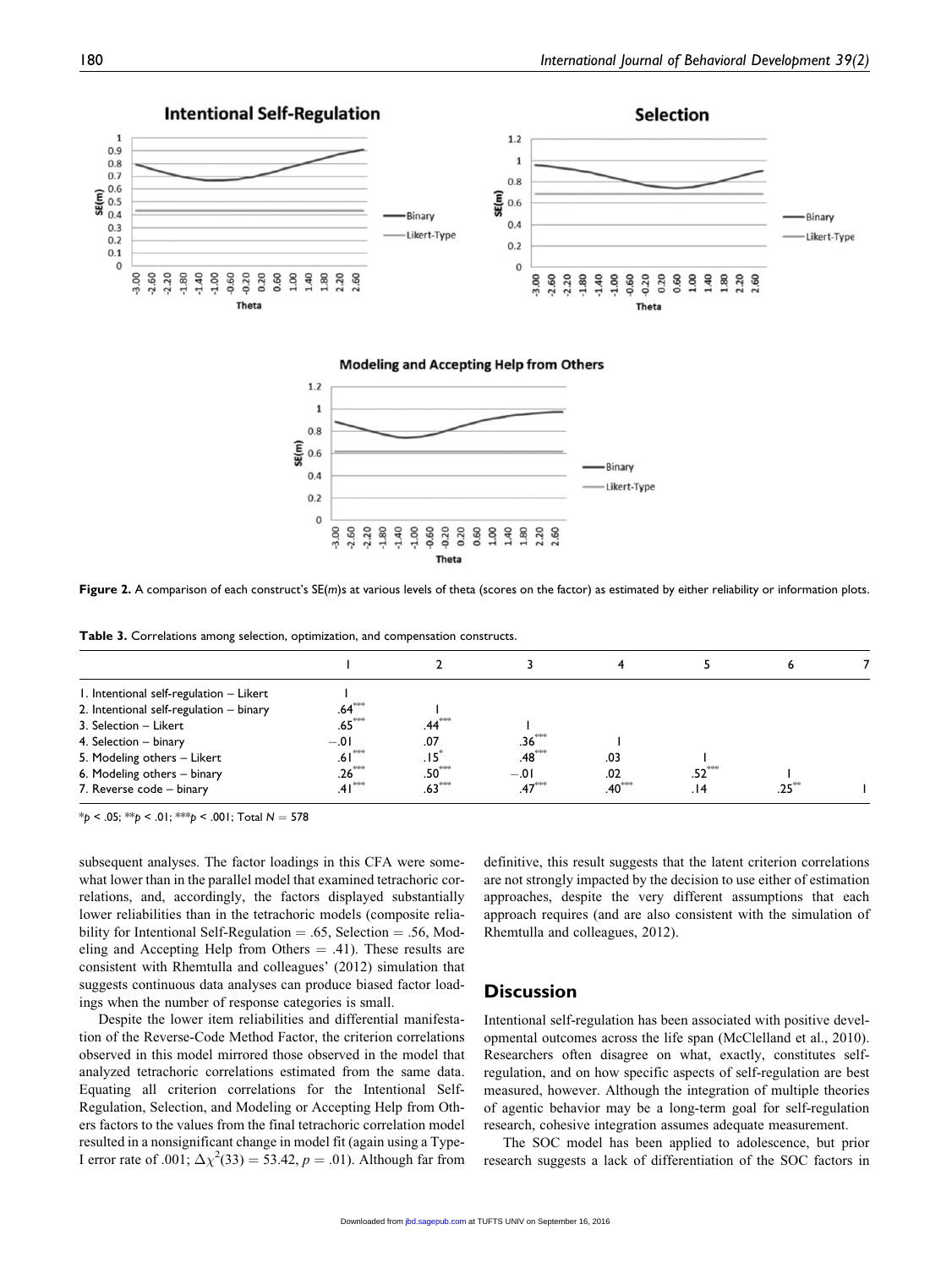**Figure 2.** A comparison of each construct's SE($m$)s at various levels of theta (scores on the factor) as estimated by either reliability or information plots.

**Table 3.** Correlations among selection, optimization, and compensation constructs.

| | 1 | 2 | 3 | 4 | 5 | 6 | 7 |
|---|---|---|---|---|---|---|---|
| 1. Intentional self-regulation – Likert | 1 | | | | | | |
| 2. Intentional self-regulation – binary | .64*** | 1 | | | | | |
| 3. Selection – Likert | .65*** | .44*** | 1 | | | | |
| 4. Selection – binary | −.01 | .07 | .36*** | 1 | | | |
| 5. Modeling others – Likert | .61*** | .15* | .48*** | .03 | 1 | | |
| 6. Modeling others – binary | .26*** | .50*** | −.01 | .02 | .52*** | 1 | |
| 7. Reverse code – binary | .41*** | .63*** | .47*** | .40*** | .14 | .25** | 1 |

*$p < .05$; **$p < .01$; ***$p < .001$; Total $N = 578$

subsequent analyses. The factor loadings in this CFA were somewhat lower than in the parallel model that examined tetrachoric correlations, and, accordingly, the factors displayed substantially lower reliabilities than in the tetrachoric models (composite reliability for Intentional Self-Regulation = .65, Selection = .56, Modeling and Accepting Help from Others = .41). These results are consistent with Rhemtulla and colleagues' (2012) simulation that suggests continuous data analyses can produce biased factor loadings when the number of response categories is small.

Despite the lower item reliabilities and differential manifestation of the Reverse-Code Method Factor, the criterion correlations observed in this model mirrored those observed in the model that analyzed tetrachoric correlations estimated from the same data. Equating all criterion correlations for the Intentional Self-Regulation, Selection, and Modeling or Accepting Help from Others factors to the values from the final tetrachoric correlation model resulted in a nonsignificant change in model fit (again using a Type-I error rate of .001; $\Delta\chi^2(33) = 53.42$, $p = .01$). Although far from definitive, this result suggests that the latent criterion correlations are not strongly impacted by the decision to use either of estimation approaches, despite the very different assumptions that each approach requires (and are also consistent with the simulation of Rhemtulla and colleagues, 2012).

## Discussion

Intentional self-regulation has been associated with positive developmental outcomes across the life span (McClelland et al., 2010). Researchers often disagree on what, exactly, constitutes self-regulation, and on how specific aspects of self-regulation are best measured, however. Although the integration of multiple theories of agentic behavior may be a long-term goal for self-regulation research, cohesive integration assumes adequate measurement.

The SOC model has been applied to adolescence, but prior research suggests a lack of differentiation of the SOC factors in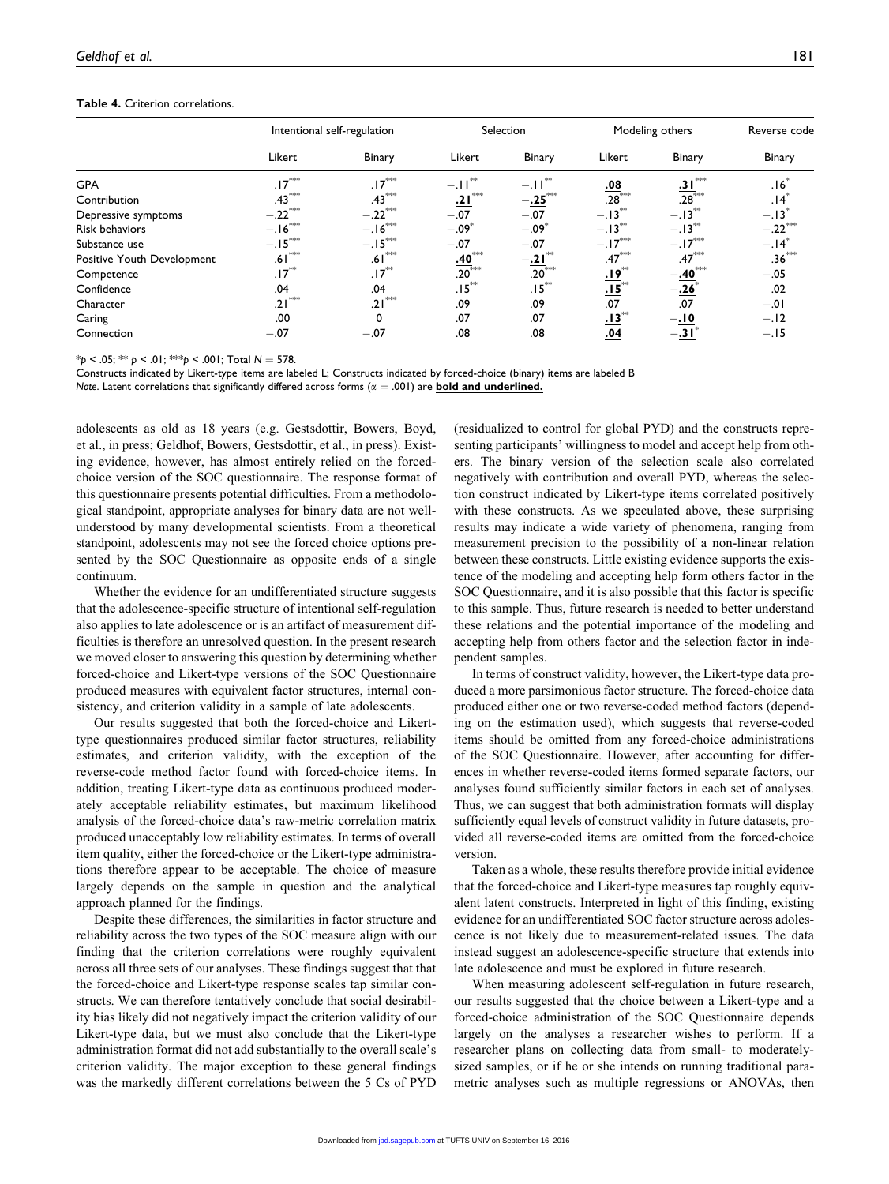**Table 4.** Criterion correlations.

| | Intentional self-regulation | | Selection | | Modeling others | | Reverse code |
|---|---|---|---|---|---|---|---|
| | Likert | Binary | Likert | Binary | Likert | Binary | Binary |
| GPA | .17*** | .17*** | −.11** | −.11** | **<u>.08</u>** | **<u>.31</u>***** | .16* |
| Contribution | .43*** | .43*** | **<u>.21</u>***** | −**<u>.25</u>***** | .28*** | .28*** | .14* |
| Depressive symptoms | −.22*** | −.22*** | −.07 | −.07 | −.13** | −.13** | −.13* |
| Risk behaviors | −.16*** | −.16*** | −.09* | −.09* | −.13** | −.13** | −.22*** |
| Substance use | −.15*** | −.15*** | −.07 | −.07 | −.17*** | −.17*** | −.14* |
| Positive Youth Development | .61*** | .61*** | **<u>.40</u>***** | −**<u>.21</u>**** | .47*** | .47*** | .36*** |
| Competence | .17** | .17** | .20*** | .20*** | **<u>.19</u>**** | −**<u>.40</u>***** | −.05 |
| Confidence | .04 | .04 | .15** | .15** | **<u>.15</u>**** | −**<u>.26</u>*** | .02 |
| Character | .21*** | .21*** | .09 | .09 | .07 | .07 | −.01 |
| Caring | .00 | 0 | .07 | .07 | **<u>.13</u>**** | −**<u>.10</u>** | −.12 |
| Connection | −.07 | −.07 | .08 | .08 | **<u>.04</u>** | −**<u>.31</u>*** | −.15 |

*$p < .05$; ** $p < .01$; *** $p < .001$; Total $N = 578$.
Constructs indicated by Likert-type items are labeled L; Constructs indicated by forced-choice (binary) items are labeled B
*Note.* Latent correlations that significantly differed across forms ($\alpha = .001$) are **<u>bold and underlined.</u>**

adolescents as old as 18 years (e.g. Gestsdottir, Bowers, Boyd, et al., in press; Geldhof, Bowers, Gestsdottir, et al., in press). Existing evidence, however, has almost entirely relied on the forced-choice version of the SOC questionnaire. The response format of this questionnaire presents potential difficulties. From a methodological standpoint, appropriate analyses for binary data are not well-understood by many developmental scientists. From a theoretical standpoint, adolescents may not see the forced choice options presented by the SOC Questionnaire as opposite ends of a single continuum.

Whether the evidence for an undifferentiated structure suggests that the adolescence-specific structure of intentional self-regulation also applies to late adolescence or is an artifact of measurement difficulties is therefore an unresolved question. In the present research we moved closer to answering this question by determining whether forced-choice and Likert-type versions of the SOC Questionnaire produced measures with equivalent factor structures, internal consistency, and criterion validity in a sample of late adolescents.

Our results suggested that both the forced-choice and Likert-type questionnaires produced similar factor structures, reliability estimates, and criterion validity, with the exception of the reverse-code method factor found with forced-choice items. In addition, treating Likert-type data as continuous produced moderately acceptable reliability estimates, but maximum likelihood analysis of the forced-choice data's raw-metric correlation matrix produced unacceptably low reliability estimates. In terms of overall item quality, either the forced-choice or the Likert-type administrations therefore appear to be acceptable. The choice of measure largely depends on the sample in question and the analytical approach planned for the findings.

Despite these differences, the similarities in factor structure and reliability across the two types of the SOC measure align with our finding that the criterion correlations were roughly equivalent across all three sets of our analyses. These findings suggest that that the forced-choice and Likert-type response scales tap similar constructs. We can therefore tentatively conclude that social desirability bias likely did not negatively impact the criterion validity of our Likert-type data, but we must also conclude that the Likert-type administration format did not add substantially to the overall scale's criterion validity. The major exception to these general findings was the markedly different correlations between the 5 Cs of PYD (residualized to control for global PYD) and the constructs representing participants' willingness to model and accept help from others. The binary version of the selection scale also correlated negatively with contribution and overall PYD, whereas the selection construct indicated by Likert-type items correlated positively with these constructs. As we speculated above, these surprising results may indicate a wide variety of phenomena, ranging from measurement precision to the possibility of a non-linear relation between these constructs. Little existing evidence supports the existence of the modeling and accepting help form others factor in the SOC Questionnaire, and it is also possible that this factor is specific to this sample. Thus, future research is needed to better understand these relations and the potential importance of the modeling and accepting help from others factor and the selection factor in independent samples.

In terms of construct validity, however, the Likert-type data produced a more parsimonious factor structure. The forced-choice data produced either one or two reverse-coded method factors (depending on the estimation used), which suggests that reverse-coded items should be omitted from any forced-choice administrations of the SOC Questionnaire. However, after accounting for differences in whether reverse-coded items formed separate factors, our analyses found sufficiently similar factors in each set of analyses. Thus, we can suggest that both administration formats will display sufficiently equal levels of construct validity in future datasets, provided all reverse-coded items are omitted from the forced-choice version.

Taken as a whole, these results therefore provide initial evidence that the forced-choice and Likert-type measures tap roughly equivalent latent constructs. Interpreted in light of this finding, existing evidence for an undifferentiated SOC factor structure across adolescence is not likely due to measurement-related issues. The data instead suggest an adolescence-specific structure that extends into late adolescence and must be explored in future research.

When measuring adolescent self-regulation in future research, our results suggested that the choice between a Likert-type and a forced-choice administration of the SOC Questionnaire depends largely on the analyses a researcher wishes to perform. If a researcher plans on collecting data from small- to moderately-sized samples, or if he or she intends on running traditional parametric analyses such as multiple regressions or ANOVAs, then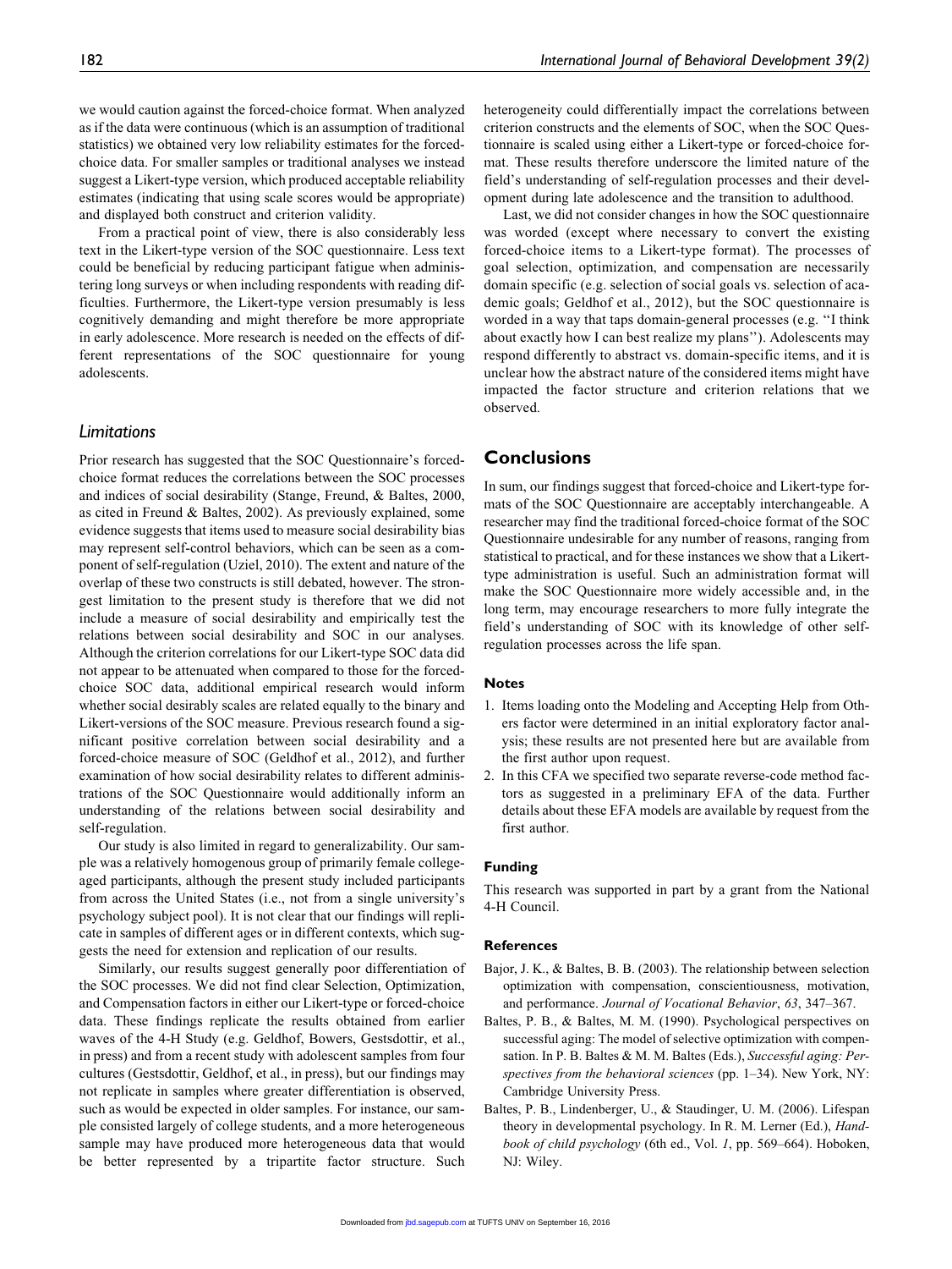we would caution against the forced-choice format. When analyzed as if the data were continuous (which is an assumption of traditional statistics) we obtained very low reliability estimates for the forced-choice data. For smaller samples or traditional analyses we instead suggest a Likert-type version, which produced acceptable reliability estimates (indicating that using scale scores would be appropriate) and displayed both construct and criterion validity.

From a practical point of view, there is also considerably less text in the Likert-type version of the SOC questionnaire. Less text could be beneficial by reducing participant fatigue when administering long surveys or when including respondents with reading difficulties. Furthermore, the Likert-type version presumably is less cognitively demanding and might therefore be more appropriate in early adolescence. More research is needed on the effects of different representations of the SOC questionnaire for young adolescents.

### Limitations

Prior research has suggested that the SOC Questionnaire's forced-choice format reduces the correlations between the SOC processes and indices of social desirability (Stange, Freund, & Baltes, 2000, as cited in Freund & Baltes, 2002). As previously explained, some evidence suggests that items used to measure social desirability bias may represent self-control behaviors, which can be seen as a component of self-regulation (Uziel, 2010). The extent and nature of the overlap of these two constructs is still debated, however. The strongest limitation to the present study is therefore that we did not include a measure of social desirability and empirically test the relations between social desirability and SOC in our analyses. Although the criterion correlations for our Likert-type SOC data did not appear to be attenuated when compared to those for the forced-choice SOC data, additional empirical research would inform whether social desirably scales are related equally to the binary and Likert-versions of the SOC measure. Previous research found a significant positive correlation between social desirability and a forced-choice measure of SOC (Geldhof et al., 2012), and further examination of how social desirability relates to different administrations of the SOC Questionnaire would additionally inform an understanding of the relations between social desirability and self-regulation.

Our study is also limited in regard to generalizability. Our sample was a relatively homogenous group of primarily female college-aged participants, although the present study included participants from across the United States (i.e., not from a single university's psychology subject pool). It is not clear that our findings will replicate in samples of different ages or in different contexts, which suggests the need for extension and replication of our results.

Similarly, our results suggest generally poor differentiation of the SOC processes. We did not find clear Selection, Optimization, and Compensation factors in either our Likert-type or forced-choice data. These findings replicate the results obtained from earlier waves of the 4-H Study (e.g. Geldhof, Bowers, Gestsdottir, et al., in press) and from a recent study with adolescent samples from four cultures (Gestsdottir, Geldhof, et al., in press), but our findings may not replicate in samples where greater differentiation is observed, such as would be expected in older samples. For instance, our sample consisted largely of college students, and a more heterogeneous sample may have produced more heterogeneous data that would be better represented by a tripartite factor structure. Such heterogeneity could differentially impact the correlations between criterion constructs and the elements of SOC, when the SOC Questionnaire is scaled using either a Likert-type or forced-choice format. These results therefore underscore the limited nature of the field's understanding of self-regulation processes and their development during late adolescence and the transition to adulthood.

Last, we did not consider changes in how the SOC questionnaire was worded (except where necessary to convert the existing forced-choice items to a Likert-type format). The processes of goal selection, optimization, and compensation are necessarily domain specific (e.g. selection of social goals vs. selection of academic goals; Geldhof et al., 2012), but the SOC questionnaire is worded in a way that taps domain-general processes (e.g. "I think about exactly how I can best realize my plans"). Adolescents may respond differently to abstract vs. domain-specific items, and it is unclear how the abstract nature of the considered items might have impacted the factor structure and criterion relations that we observed.

## Conclusions

In sum, our findings suggest that forced-choice and Likert-type formats of the SOC Questionnaire are acceptably interchangeable. A researcher may find the traditional forced-choice format of the SOC Questionnaire undesirable for any number of reasons, ranging from statistical to practical, and for these instances we show that a Likert-type administration is useful. Such an administration format will make the SOC Questionnaire more widely accessible and, in the long term, may encourage researchers to more fully integrate the field's understanding of SOC with its knowledge of other self-regulation processes across the life span.

#### Notes

1. Items loading onto the Modeling and Accepting Help from Others factor were determined in an initial exploratory factor analysis; these results are not presented here but are available from the first author upon request.
2. In this CFA we specified two separate reverse-code method factors as suggested in a preliminary EFA of the data. Further details about these EFA models are available by request from the first author.

#### Funding

This research was supported in part by a grant from the National 4-H Council.

#### References

Bajor, J. K., & Baltes, B. B. (2003). The relationship between selection optimization with compensation, conscientiousness, motivation, and performance. *Journal of Vocational Behavior*, *63*, 347–367.

Baltes, P. B., & Baltes, M. M. (1990). Psychological perspectives on successful aging: The model of selective optimization with compensation. In P. B. Baltes & M. M. Baltes (Eds.), *Successful aging: Perspectives from the behavioral sciences* (pp. 1–34). New York, NY: Cambridge University Press.

Baltes, P. B., Lindenberger, U., & Staudinger, U. M. (2006). Lifespan theory in developmental psychology. In R. M. Lerner (Ed.), *Handbook of child psychology* (6th ed., Vol. *1*, pp. 569–664). Hoboken, NJ: Wiley.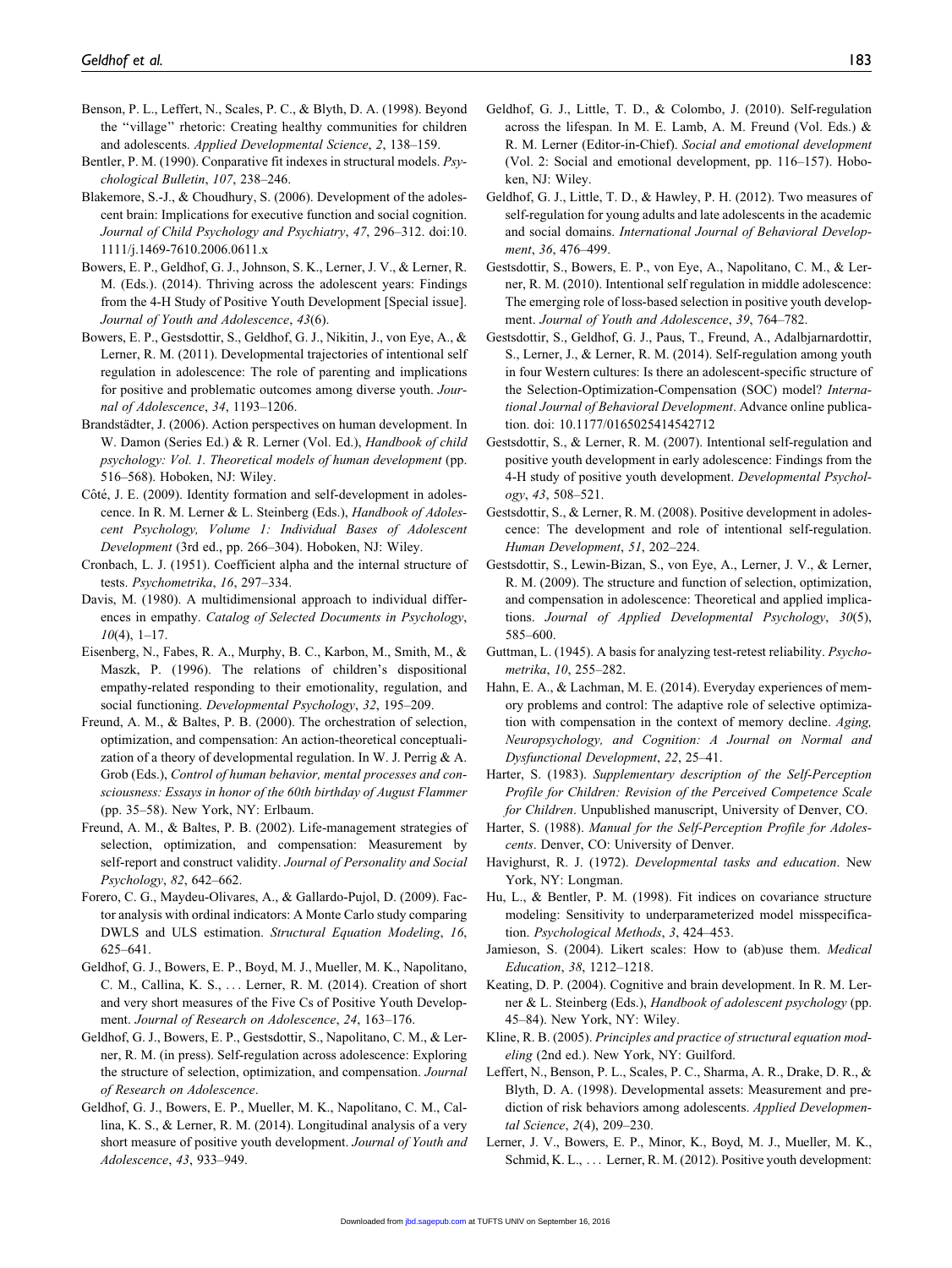Benson, P. L., Leffert, N., Scales, P. C., & Blyth, D. A. (1998). Beyond the ''village'' rhetoric: Creating healthy communities for children and adolescents. *Applied Developmental Science*, *2*, 138–159.

Bentler, P. M. (1990). Conparative fit indexes in structural models. *Psychological Bulletin*, *107*, 238–246.

Blakemore, S.-J., & Choudhury, S. (2006). Development of the adolescent brain: Implications for executive function and social cognition. *Journal of Child Psychology and Psychiatry*, *47*, 296–312. doi:10.1111/j.1469-7610.2006.0611.x

Bowers, E. P., Geldhof, G. J., Johnson, S. K., Lerner, J. V., & Lerner, R. M. (Eds.). (2014). Thriving across the adolescent years: Findings from the 4-H Study of Positive Youth Development [Special issue]. *Journal of Youth and Adolescence*, *43*(6).

Bowers, E. P., Gestsdottir, S., Geldhof, G. J., Nikitin, J., von Eye, A., & Lerner, R. M. (2011). Developmental trajectories of intentional self regulation in adolescence: The role of parenting and implications for positive and problematic outcomes among diverse youth. *Journal of Adolescence*, *34*, 1193–1206.

Brandstädter, J. (2006). Action perspectives on human development. In W. Damon (Series Ed.) & R. Lerner (Vol. Ed.), *Handbook of child psychology: Vol. 1. Theoretical models of human development* (pp. 516–568). Hoboken, NJ: Wiley.

Côté, J. E. (2009). Identity formation and self-development in adolescence. In R. M. Lerner & L. Steinberg (Eds.), *Handbook of Adolescent Psychology, Volume 1: Individual Bases of Adolescent Development* (3rd ed., pp. 266–304). Hoboken, NJ: Wiley.

Cronbach, L. J. (1951). Coefficient alpha and the internal structure of tests. *Psychometrika*, *16*, 297–334.

Davis, M. (1980). A multidimensional approach to individual differences in empathy. *Catalog of Selected Documents in Psychology*, *10*(4), 1–17.

Eisenberg, N., Fabes, R. A., Murphy, B. C., Karbon, M., Smith, M., & Maszk, P. (1996). The relations of children's dispositional empathy-related responding to their emotionality, regulation, and social functioning. *Developmental Psychology*, *32*, 195–209.

Freund, A. M., & Baltes, P. B. (2000). The orchestration of selection, optimization, and compensation: An action-theoretical conceptualization of a theory of developmental regulation. In W. J. Perrig & A. Grob (Eds.), *Control of human behavior, mental processes and consciousness: Essays in honor of the 60th birthday of August Flammer* (pp. 35–58). New York, NY: Erlbaum.

Freund, A. M., & Baltes, P. B. (2002). Life-management strategies of selection, optimization, and compensation: Measurement by self-report and construct validity. *Journal of Personality and Social Psychology*, *82*, 642–662.

Forero, C. G., Maydeu-Olivares, A., & Gallardo-Pujol, D. (2009). Factor analysis with ordinal indicators: A Monte Carlo study comparing DWLS and ULS estimation. *Structural Equation Modeling*, *16*, 625–641.

Geldhof, G. J., Bowers, E. P., Boyd, M. J., Mueller, M. K., Napolitano, C. M., Callina, K. S., ... Lerner, R. M. (2014). Creation of short and very short measures of the Five Cs of Positive Youth Development. *Journal of Research on Adolescence*, *24*, 163–176.

Geldhof, G. J., Bowers, E. P., Gestsdottir, S., Napolitano, C. M., & Lerner, R. M. (in press). Self-regulation across adolescence: Exploring the structure of selection, optimization, and compensation. *Journal of Research on Adolescence*.

Geldhof, G. J., Bowers, E. P., Mueller, M. K., Napolitano, C. M., Callina, K. S., & Lerner, R. M. (2014). Longitudinal analysis of a very short measure of positive youth development. *Journal of Youth and Adolescence*, *43*, 933–949.

Geldhof, G. J., Little, T. D., & Colombo, J. (2010). Self-regulation across the lifespan. In M. E. Lamb, A. M. Freund (Vol. Eds.) & R. M. Lerner (Editor-in-Chief). *Social and emotional development* (Vol. 2: Social and emotional development, pp. 116–157). Hoboken, NJ: Wiley.

Geldhof, G. J., Little, T. D., & Hawley, P. H. (2012). Two measures of self-regulation for young adults and late adolescents in the academic and social domains. *International Journal of Behavioral Development*, *36*, 476–499.

Gestsdottir, S., Bowers, E. P., von Eye, A., Napolitano, C. M., & Lerner, R. M. (2010). Intentional self regulation in middle adolescence: The emerging role of loss-based selection in positive youth development. *Journal of Youth and Adolescence*, *39*, 764–782.

Gestsdottir, S., Geldhof, G. J., Paus, T., Freund, A., Adalbjarnardottir, S., Lerner, J., & Lerner, R. M. (2014). Self-regulation among youth in four Western cultures: Is there an adolescent-specific structure of the Selection-Optimization-Compensation (SOC) model? *International Journal of Behavioral Development*. Advance online publication. doi: 10.1177/0165025414542712

Gestsdottir, S., & Lerner, R. M. (2007). Intentional self-regulation and positive youth development in early adolescence: Findings from the 4-H study of positive youth development. *Developmental Psychology*, *43*, 508–521.

Gestsdottir, S., & Lerner, R. M. (2008). Positive development in adolescence: The development and role of intentional self-regulation. *Human Development*, *51*, 202–224.

Gestsdottir, S., Lewin-Bizan, S., von Eye, A., Lerner, J. V., & Lerner, R. M. (2009). The structure and function of selection, optimization, and compensation in adolescence: Theoretical and applied implications. *Journal of Applied Developmental Psychology*, *30*(5), 585–600.

Guttman, L. (1945). A basis for analyzing test-retest reliability. *Psychometrika*, *10*, 255–282.

Hahn, E. A., & Lachman, M. E. (2014). Everyday experiences of memory problems and control: The adaptive role of selective optimization with compensation in the context of memory decline. *Aging, Neuropsychology, and Cognition: A Journal on Normal and Dysfunctional Development*, *22*, 25–41.

Harter, S. (1983). *Supplementary description of the Self-Perception Profile for Children: Revision of the Perceived Competence Scale for Children*. Unpublished manuscript, University of Denver, CO.

Harter, S. (1988). *Manual for the Self-Perception Profile for Adolescents*. Denver, CO: University of Denver.

Havighurst, R. J. (1972). *Developmental tasks and education*. New York, NY: Longman.

Hu, L., & Bentler, P. M. (1998). Fit indices on covariance structure modeling: Sensitivity to underparameterized model misspecification. *Psychological Methods*, *3*, 424–453.

Jamieson, S. (2004). Likert scales: How to (ab)use them. *Medical Education*, *38*, 1212–1218.

Keating, D. P. (2004). Cognitive and brain development. In R. M. Lerner & L. Steinberg (Eds.), *Handbook of adolescent psychology* (pp. 45–84). New York, NY: Wiley.

Kline, R. B. (2005). *Principles and practice of structural equation modeling* (2nd ed.). New York, NY: Guilford.

Leffert, N., Benson, P. L., Scales, P. C., Sharma, A. R., Drake, D. R., & Blyth, D. A. (1998). Developmental assets: Measurement and prediction of risk behaviors among adolescents. *Applied Developmental Science*, *2*(4), 209–230.

Lerner, J. V., Bowers, E. P., Minor, K., Boyd, M. J., Mueller, M. K., Schmid, K. L., ... Lerner, R. M. (2012). Positive youth development: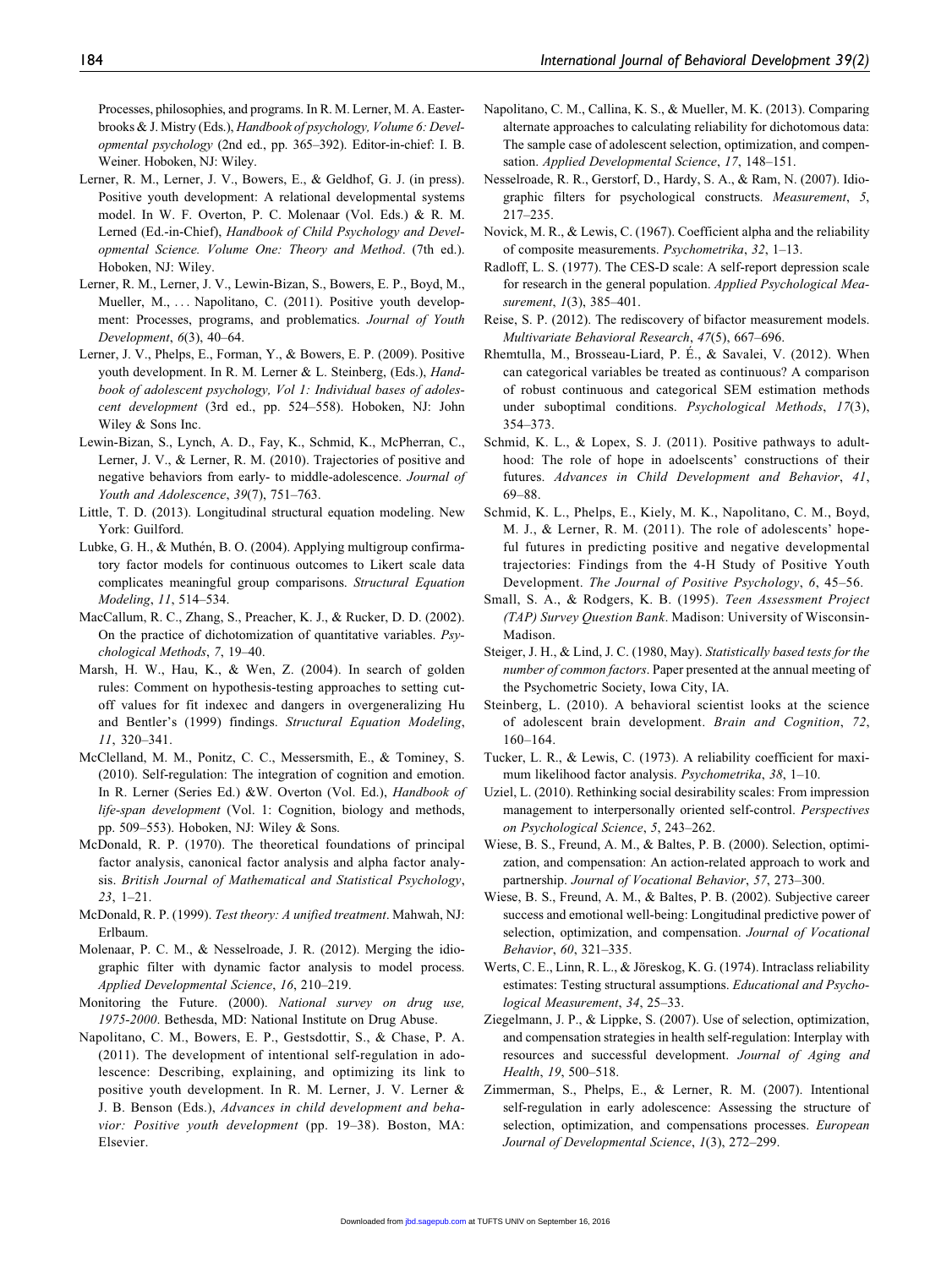Processes, philosophies, and programs. In R. M. Lerner, M. A. Easterbrooks & J. Mistry (Eds.), *Handbook of psychology, Volume 6: Developmental psychology* (2nd ed., pp. 365–392). Editor-in-chief: I. B. Weiner. Hoboken, NJ: Wiley.

Lerner, R. M., Lerner, J. V., Bowers, E., & Geldhof, G. J. (in press). Positive youth development: A relational developmental systems model. In W. F. Overton, P. C. Molenaar (Vol. Eds.) & R. M. Lerned (Ed.-in-Chief), *Handbook of Child Psychology and Developmental Science. Volume One: Theory and Method*. (7th ed.). Hoboken, NJ: Wiley.

Lerner, R. M., Lerner, J. V., Lewin-Bizan, S., Bowers, E. P., Boyd, M., Mueller, M., . . . Napolitano, C. (2011). Positive youth development: Processes, programs, and problematics. *Journal of Youth Development*, *6*(3), 40–64.

Lerner, J. V., Phelps, E., Forman, Y., & Bowers, E. P. (2009). Positive youth development. In R. M. Lerner & L. Steinberg, (Eds.), *Handbook of adolescent psychology, Vol 1: Individual bases of adolescent development* (3rd ed., pp. 524–558). Hoboken, NJ: John Wiley & Sons Inc.

Lewin-Bizan, S., Lynch, A. D., Fay, K., Schmid, K., McPherran, C., Lerner, J. V., & Lerner, R. M. (2010). Trajectories of positive and negative behaviors from early- to middle-adolescence. *Journal of Youth and Adolescence*, *39*(7), 751–763.

Little, T. D. (2013). Longitudinal structural equation modeling. New York: Guilford.

Lubke, G. H., & Muthén, B. O. (2004). Applying multigroup confirmatory factor models for continuous outcomes to Likert scale data complicates meaningful group comparisons. *Structural Equation Modeling*, *11*, 514–534.

MacCallum, R. C., Zhang, S., Preacher, K. J., & Rucker, D. D. (2002). On the practice of dichotomization of quantitative variables. *Psychological Methods*, *7*, 19–40.

Marsh, H. W., Hau, K., & Wen, Z. (2004). In search of golden rules: Comment on hypothesis-testing approaches to setting cutoff values for fit indexec and dangers in overgeneralizing Hu and Bentler's (1999) findings. *Structural Equation Modeling*, *11*, 320–341.

McClelland, M. M., Ponitz, C. C., Messersmith, E., & Tominey, S. (2010). Self-regulation: The integration of cognition and emotion. In R. Lerner (Series Ed.) &W. Overton (Vol. Ed.), *Handbook of life-span development* (Vol. 1: Cognition, biology and methods, pp. 509–553). Hoboken, NJ: Wiley & Sons.

McDonald, R. P. (1970). The theoretical foundations of principal factor analysis, canonical factor analysis and alpha factor analysis. *British Journal of Mathematical and Statistical Psychology*, *23*, 1–21.

McDonald, R. P. (1999). *Test theory: A unified treatment*. Mahwah, NJ: Erlbaum.

Molenaar, P. C. M., & Nesselroade, J. R. (2012). Merging the idiographic filter with dynamic factor analysis to model process. *Applied Developmental Science*, *16*, 210–219.

Monitoring the Future. (2000). *National survey on drug use, 1975-2000*. Bethesda, MD: National Institute on Drug Abuse.

Napolitano, C. M., Bowers, E. P., Gestsdottir, S., & Chase, P. A. (2011). The development of intentional self-regulation in adolescence: Describing, explaining, and optimizing its link to positive youth development. In R. M. Lerner, J. V. Lerner & J. B. Benson (Eds.), *Advances in child development and behavior: Positive youth development* (pp. 19–38). Boston, MA: Elsevier.

Napolitano, C. M., Callina, K. S., & Mueller, M. K. (2013). Comparing alternate approaches to calculating reliability for dichotomous data: The sample case of adolescent selection, optimization, and compensation. *Applied Developmental Science*, *17*, 148–151.

Nesselroade, R. R., Gerstorf, D., Hardy, S. A., & Ram, N. (2007). Idiographic filters for psychological constructs. *Measurement*, *5*, 217–235.

Novick, M. R., & Lewis, C. (1967). Coefficient alpha and the reliability of composite measurements. *Psychometrika*, *32*, 1–13.

Radloff, L. S. (1977). The CES-D scale: A self-report depression scale for research in the general population. *Applied Psychological Measurement*, *1*(3), 385–401.

Reise, S. P. (2012). The rediscovery of bifactor measurement models. *Multivariate Behavioral Research*, *47*(5), 667–696.

Rhemtulla, M., Brosseau-Liard, P. É., & Savalei, V. (2012). When can categorical variables be treated as continuous? A comparison of robust continuous and categorical SEM estimation methods under suboptimal conditions. *Psychological Methods*, *17*(3), 354–373.

Schmid, K. L., & Lopex, S. J. (2011). Positive pathways to adulthood: The role of hope in adoelscents' constructions of their futures. *Advances in Child Development and Behavior*, *41*, 69–88.

Schmid, K. L., Phelps, E., Kiely, M. K., Napolitano, C. M., Boyd, M. J., & Lerner, R. M. (2011). The role of adolescents' hopeful futures in predicting positive and negative developmental trajectories: Findings from the 4-H Study of Positive Youth Development. *The Journal of Positive Psychology*, *6*, 45–56.

Small, S. A., & Rodgers, K. B. (1995). *Teen Assessment Project (TAP) Survey Question Bank*. Madison: University of Wisconsin-Madison.

Steiger, J. H., & Lind, J. C. (1980, May). *Statistically based tests for the number of common factors*. Paper presented at the annual meeting of the Psychometric Society, Iowa City, IA.

Steinberg, L. (2010). A behavioral scientist looks at the science of adolescent brain development. *Brain and Cognition*, *72*, 160–164.

Tucker, L. R., & Lewis, C. (1973). A reliability coefficient for maximum likelihood factor analysis. *Psychometrika*, *38*, 1–10.

Uziel, L. (2010). Rethinking social desirability scales: From impression management to interpersonally oriented self-control. *Perspectives on Psychological Science*, *5*, 243–262.

Wiese, B. S., Freund, A. M., & Baltes, P. B. (2000). Selection, optimization, and compensation: An action-related approach to work and partnership. *Journal of Vocational Behavior*, *57*, 273–300.

Wiese, B. S., Freund, A. M., & Baltes, P. B. (2002). Subjective career success and emotional well-being: Longitudinal predictive power of selection, optimization, and compensation. *Journal of Vocational Behavior*, *60*, 321–335.

Werts, C. E., Linn, R. L., & Jöreskog, K. G. (1974). Intraclass reliability estimates: Testing structural assumptions. *Educational and Psychological Measurement*, *34*, 25–33.

Ziegelmann, J. P., & Lippke, S. (2007). Use of selection, optimization, and compensation strategies in health self-regulation: Interplay with resources and successful development. *Journal of Aging and Health*, *19*, 500–518.

Zimmerman, S., Phelps, E., & Lerner, R. M. (2007). Intentional self-regulation in early adolescence: Assessing the structure of selection, optimization, and compensations processes. *European Journal of Developmental Science*, *1*(3), 272–299.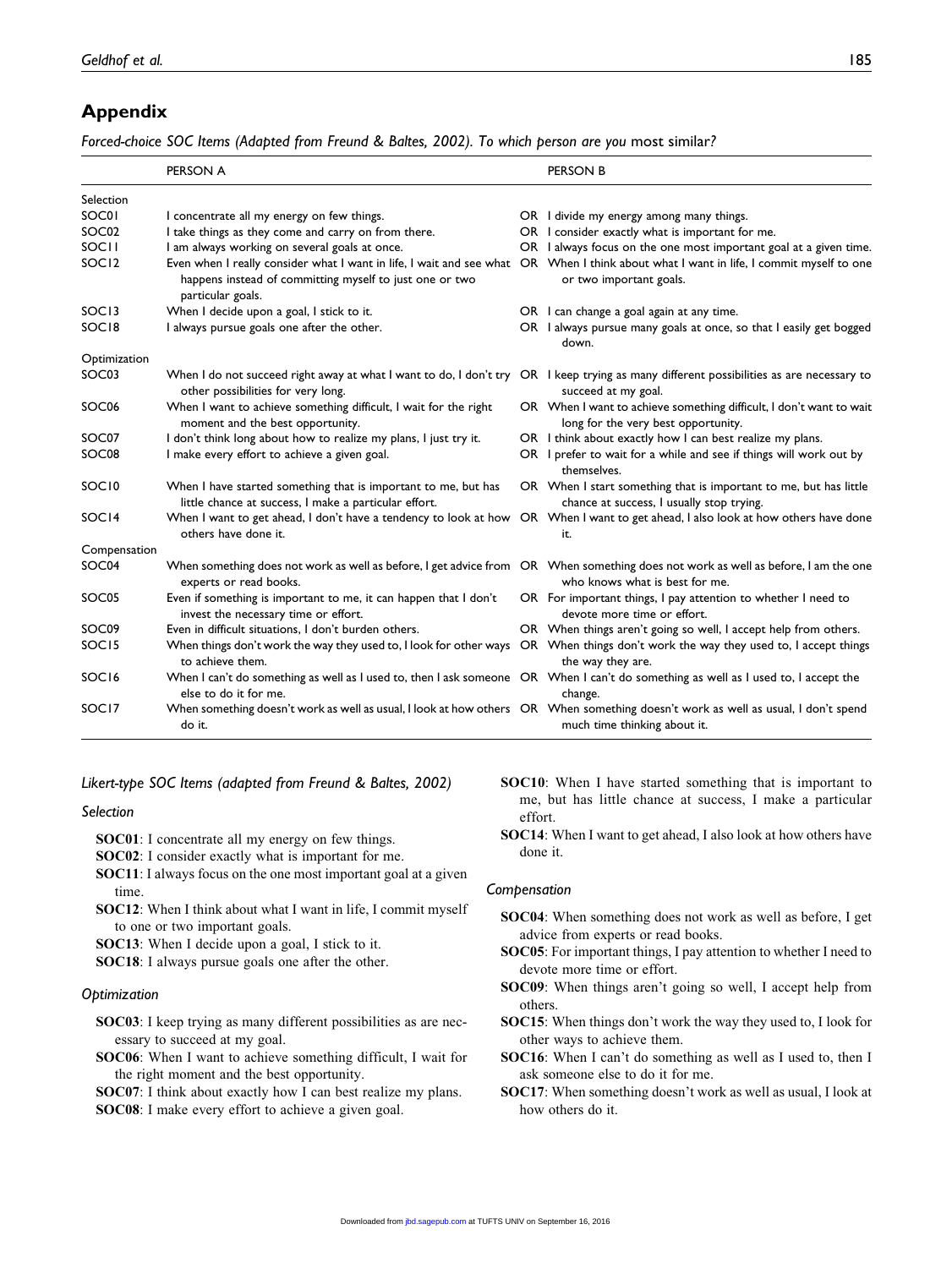## Appendix

*Forced-choice SOC Items (Adapted from Freund & Baltes, 2002). To which person are you* most *similar?*

| | PERSON A | | PERSON B |
|---|---|---|---|
| Selection | | | |
| SOC01 | I concentrate all my energy on few things. | OR | I divide my energy among many things. |
| SOC02 | I take things as they come and carry on from there. | OR | I consider exactly what is important for me. |
| SOC11 | I am always working on several goals at once. | OR | I always focus on the one most important goal at a given time. |
| SOC12 | Even when I really consider what I want in life, I wait and see what happens instead of committing myself to just one or two particular goals. | OR | When I think about what I want in life, I commit myself to one or two important goals. |
| SOC13 | When I decide upon a goal, I stick to it. | OR | I can change a goal again at any time. |
| SOC18 | I always pursue goals one after the other. | OR | I always pursue many goals at once, so that I easily get bogged down. |
| Optimization | | | |
| SOC03 | When I do not succeed right away at what I want to do, I don't try other possibilities for very long. | OR | I keep trying as many different possibilities as are necessary to succeed at my goal. |
| SOC06 | When I want to achieve something difficult, I wait for the right moment and the best opportunity. | OR | When I want to achieve something difficult, I don't want to wait long for the very best opportunity. |
| SOC07 | I don't think long about how to realize my plans, I just try it. | OR | I think about exactly how I can best realize my plans. |
| SOC08 | I make every effort to achieve a given goal. | OR | I prefer to wait for a while and see if things will work out by themselves. |
| SOC10 | When I have started something that is important to me, but has little chance at success, I make a particular effort. | OR | When I start something that is important to me, but has little chance at success, I usually stop trying. |
| SOC14 | When I want to get ahead, I don't have a tendency to look at how others have done it. | OR | When I want to get ahead, I also look at how others have done it. |
| Compensation | | | |
| SOC04 | When something does not work as well as before, I get advice from experts or read books. | OR | When something does not work as well as before, I am the one who knows what is best for me. |
| SOC05 | Even if something is important to me, it can happen that I don't invest the necessary time or effort. | OR | For important things, I pay attention to whether I need to devote more time or effort. |
| SOC09 | Even in difficult situations, I don't burden others. | OR | When things aren't going so well, I accept help from others. |
| SOC15 | When things don't work the way they used to, I look for other ways to achieve them. | OR | When things don't work the way they used to, I accept things the way they are. |
| SOC16 | When I can't do something as well as I used to, then I ask someone else to do it for me. | OR | When I can't do something as well as I used to, I accept the change. |
| SOC17 | When something doesn't work as well as usual, I look at how others do it. | OR | When something doesn't work as well as usual, I don't spend much time thinking about it. |

### *Likert-type SOC Items (adapted from Freund & Baltes, 2002)*

#### *Selection*

- **SOC01**: I concentrate all my energy on few things.
- **SOC02**: I consider exactly what is important for me.
- **SOC11**: I always focus on the one most important goal at a given time.
- **SOC12**: When I think about what I want in life, I commit myself to one or two important goals.
- **SOC13**: When I decide upon a goal, I stick to it.
- **SOC18**: I always pursue goals one after the other.

#### *Optimization*

- **SOC03**: I keep trying as many different possibilities as are necessary to succeed at my goal.
- **SOC06**: When I want to achieve something difficult, I wait for the right moment and the best opportunity.
- **SOC07**: I think about exactly how I can best realize my plans.
- **SOC08**: I make every effort to achieve a given goal.
- **SOC10**: When I have started something that is important to me, but has little chance at success, I make a particular effort.
- **SOC14**: When I want to get ahead, I also look at how others have done it.

#### *Compensation*

- **SOC04**: When something does not work as well as before, I get advice from experts or read books.
- **SOC05**: For important things, I pay attention to whether I need to devote more time or effort.
- **SOC09**: When things aren't going so well, I accept help from others.
- **SOC15**: When things don't work the way they used to, I look for other ways to achieve them.
- **SOC16**: When I can't do something as well as I used to, then I ask someone else to do it for me.
- **SOC17**: When something doesn't work as well as usual, I look at how others do it.